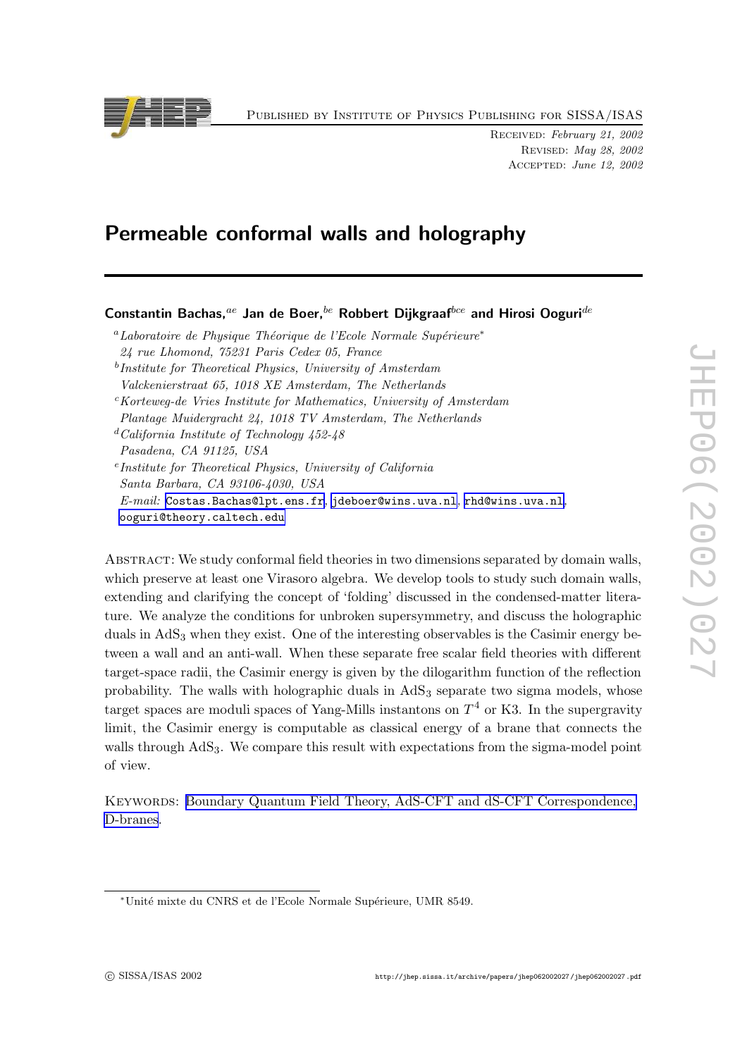Published by Institute of Physics Publishing for SISSA/ISAS

Received: *February 21, 2002*
Revised: *May 28, 2002*
Accepted: *June 12, 2002*

# Permeable conformal walls and holography

**Constantin Bachas,**[ae] **Jan de Boer,**[be] **Robbert Dijkgraaf**[bce] **and Hirosi Ooguri**[de]

[a]*Laboratoire de Physique Théorique de l'Ecole Normale Supérieure*[*]
*24 rue Lhomond, 75231 Paris Cedex 05, France*
[b]*Institute for Theoretical Physics, University of Amsterdam*
*Valckenierstraat 65, 1018 XE Amsterdam, The Netherlands*
[c]*Korteweg-de Vries Institute for Mathematics, University of Amsterdam*
*Plantage Muidergracht 24, 1018 TV Amsterdam, The Netherlands*
[d]*California Institute of Technology 452-48*
*Pasadena, CA 91125, USA*
[e]*Institute for Theoretical Physics, University of California*
*Santa Barbara, CA 93106-4030, USA*
*E-mail:* Costas.Bachas@lpt.ens.fr, jdeboer@wins.uva.nl, rhd@wins.uva.nl, ooguri@theory.caltech.edu

Abstract: We study conformal field theories in two dimensions separated by domain walls, which preserve at least one Virasoro algebra. We develop tools to study such domain walls, extending and clarifying the concept of 'folding' discussed in the condensed-matter literature. We analyze the conditions for unbroken supersymmetry, and discuss the holographic duals in $AdS_3$ when they exist. One of the interesting observables is the Casimir energy between a wall and an anti-wall. When these separate free scalar field theories with different target-space radii, the Casimir energy is given by the dilogarithm function of the reflection probability. The walls with holographic duals in $AdS_3$ separate two sigma models, whose target spaces are moduli spaces of Yang-Mills instantons on $T^4$ or K3. In the supergravity limit, the Casimir energy is computable as classical energy of a brane that connects the walls through $AdS_3$. We compare this result with expectations from the sigma-model point of view.

Keywords: Boundary Quantum Field Theory, AdS-CFT and dS-CFT Correspondence, D-branes.

[*]Unité mixte du CNRS et de l'Ecole Normale Supérieure, UMR 8549.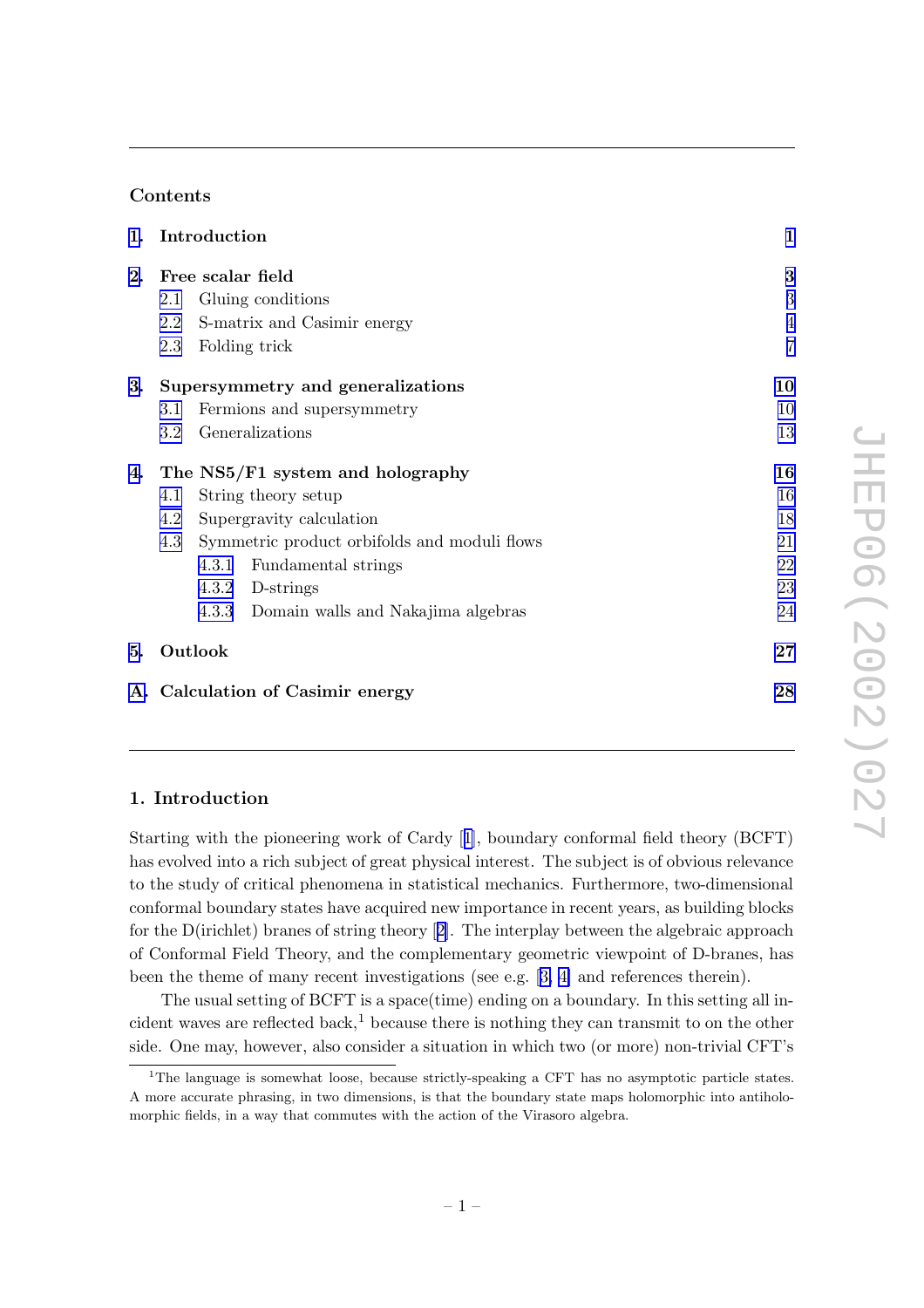## Contents

| | | |
|---|---|---|
| **1.** | **Introduction** | **1** |
| **2.** | **Free scalar field** | **3** |
| 2.1 | Gluing conditions | 3 |
| 2.2 | S-matrix and Casimir energy | 4 |
| 2.3 | Folding trick | 7 |
| **3.** | **Supersymmetry and generalizations** | **10** |
| 3.1 | Fermions and supersymmetry | 10 |
| 3.2 | Generalizations | 13 |
| **4.** | **The NS5/F1 system and holography** | **16** |
| 4.1 | String theory setup | 16 |
| 4.2 | Supergravity calculation | 18 |
| 4.3 | Symmetric product orbifolds and moduli flows | 21 |
| 4.3.1 | Fundamental strings | 22 |
| 4.3.2 | D-strings | 23 |
| 4.3.3 | Domain walls and Nakajima algebras | 24 |
| **5.** | **Outlook** | **27** |
| **A.** | **Calculation of Casimir energy** | **28** |

## 1. Introduction

Starting with the pioneering work of Cardy [1], boundary conformal field theory (BCFT) has evolved into a rich subject of great physical interest. The subject is of obvious relevance to the study of critical phenomena in statistical mechanics. Furthermore, two-dimensional conformal boundary states have acquired new importance in recent years, as building blocks for the D(irichlet) branes of string theory [2]. The interplay between the algebraic approach of Conformal Field Theory, and the complementary geometric viewpoint of D-branes, has been the theme of many recent investigations (see e.g. [3, 4] and references therein).

The usual setting of BCFT is a space(time) ending on a boundary. In this setting all incident waves are reflected back,[1] because there is nothing they can transmit to on the other side. One may, however, also consider a situation in which two (or more) non-trivial CFT's

[1] The language is somewhat loose, because strictly-speaking a CFT has no asymptotic particle states. A more accurate phrasing, in two dimensions, is that the boundary state maps holomorphic into antiholomorphic fields, in a way that commutes with the action of the Virasoro algebra.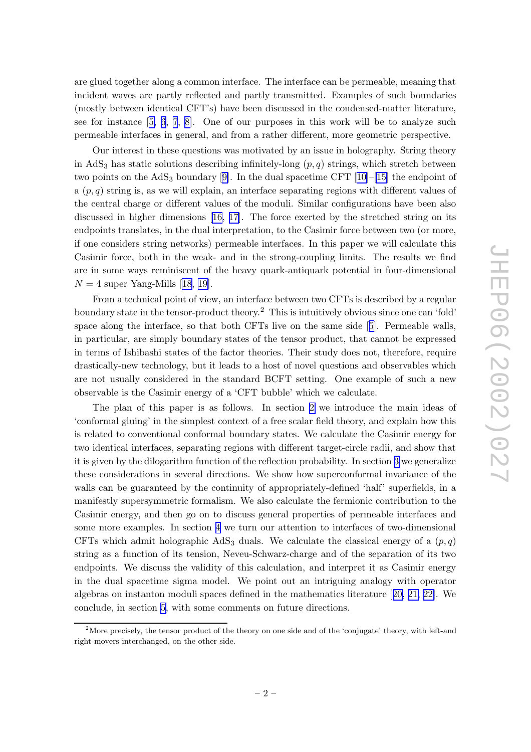are glued together along a common interface. The interface can be permeable, meaning that incident waves are partly reflected and partly transmitted. Examples of such boundaries (mostly between identical CFT's) have been discussed in the condensed-matter literature, see for instance [5, 6, 7, 8]. One of our purposes in this work will be to analyze such permeable interfaces in general, and from a rather different, more geometric perspective.

Our interest in these questions was motivated by an issue in holography. String theory in $\mathrm{AdS}_3$ has static solutions describing infinitely-long $(p, q)$ strings, which stretch between two points on the $\mathrm{AdS}_3$ boundary [9]. In the dual spacetime CFT [10]–[15] the endpoint of a $(p, q)$ string is, as we will explain, an interface separating regions with different values of the central charge or different values of the moduli. Similar configurations have been also discussed in higher dimensions [16, 17]. The force exerted by the stretched string on its endpoints translates, in the dual interpretation, to the Casimir force between two (or more, if one considers string networks) permeable interfaces. In this paper we will calculate this Casimir force, both in the weak- and in the strong-coupling limits. The results we find are in some ways reminiscent of the heavy quark-antiquark potential in four-dimensional $N = 4$ super Yang-Mills [18, 19].

From a technical point of view, an interface between two CFTs is described by a regular boundary state in the tensor-product theory.[2] This is intuitively obvious since one can 'fold' space along the interface, so that both CFTs live on the same side [5]. Permeable walls, in particular, are simply boundary states of the tensor product, that cannot be expressed in terms of Ishibashi states of the factor theories. Their study does not, therefore, require drastically-new technology, but it leads to a host of novel questions and observables which are not usually considered in the standard BCFT setting. One example of such a new observable is the Casimir energy of a 'CFT bubble' which we calculate.

The plan of this paper is as follows. In section 2 we introduce the main ideas of 'conformal gluing' in the simplest context of a free scalar field theory, and explain how this is related to conventional conformal boundary states. We calculate the Casimir energy for two identical interfaces, separating regions with different target-circle radii, and show that it is given by the dilogarithm function of the reflection probability. In section 3 we generalize these considerations in several directions. We show how superconformal invariance of the walls can be guaranteed by the continuity of appropriately-defined 'half' superfields, in a manifestly supersymmetric formalism. We also calculate the fermionic contribution to the Casimir energy, and then go on to discuss general properties of permeable interfaces and some more examples. In section 4 we turn our attention to interfaces of two-dimensional CFTs which admit holographic $\mathrm{AdS}_3$ duals. We calculate the classical energy of a $(p, q)$ string as a function of its tension, Neveu-Schwarz-charge and of the separation of its two endpoints. We discuss the validity of this calculation, and interpret it as Casimir energy in the dual spacetime sigma model. We point out an intriguing analogy with operator algebras on instanton moduli spaces defined in the mathematics literature [20, 21, 22]. We conclude, in section 5, with some comments on future directions.

[2] More precisely, the tensor product of the theory on one side and of the 'conjugate' theory, with left-and right-movers interchanged, on the other side.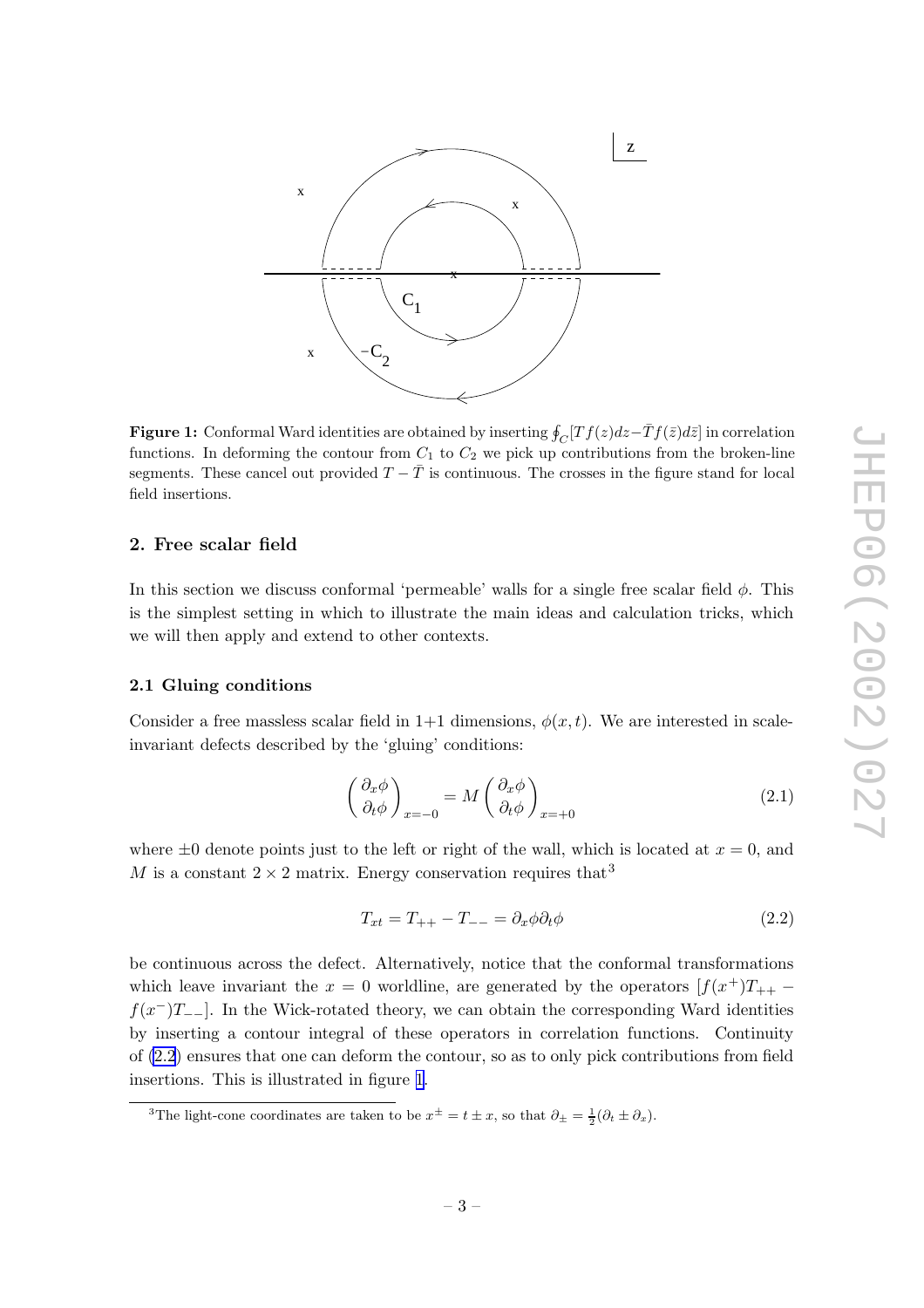**Figure 1:** Conformal Ward identities are obtained by inserting $\oint_C [Tf(z)dz - \bar{T}f(\bar{z})d\bar{z}]$ in correlation functions. In deforming the contour from $C_1$ to $C_2$ we pick up contributions from the broken-line segments. These cancel out provided $T - \bar{T}$ is continuous. The crosses in the figure stand for local field insertions.

## 2. Free scalar field

In this section we discuss conformal 'permeable' walls for a single free scalar field $\phi$. This is the simplest setting in which to illustrate the main ideas and calculation tricks, which we will then apply and extend to other contexts.

### 2.1 Gluing conditions

Consider a free massless scalar field in 1+1 dimensions, $\phi(x,t)$. We are interested in scale-invariant defects described by the 'gluing' conditions:

$$\begin{pmatrix} \partial_x \phi \\ \partial_t \phi \end{pmatrix}_{x=-0} = M \begin{pmatrix} \partial_x \phi \\ \partial_t \phi \end{pmatrix}_{x=+0} \tag{2.1}$$

where $\pm 0$ denote points just to the left or right of the wall, which is located at $x = 0$, and $M$ is a constant $2 \times 2$ matrix. Energy conservation requires that[3]

$$T_{xt} = T_{++} - T_{--} = \partial_x \phi \partial_t \phi \tag{2.2}$$

be continuous across the defect. Alternatively, notice that the conformal transformations which leave invariant the $x = 0$ worldline, are generated by the operators $[f(x^+)T_{++} - f(x^-)T_{--}]$. In the Wick-rotated theory, we can obtain the corresponding Ward identities by inserting a contour integral of these operators in correlation functions. Continuity of (2.2) ensures that one can deform the contour, so as to only pick contributions from field insertions. This is illustrated in figure 1.

[3] The light-cone coordinates are taken to be $x^{\pm} = t \pm x$, so that $\partial_{\pm} = \frac{1}{2}(\partial_t \pm \partial_x)$.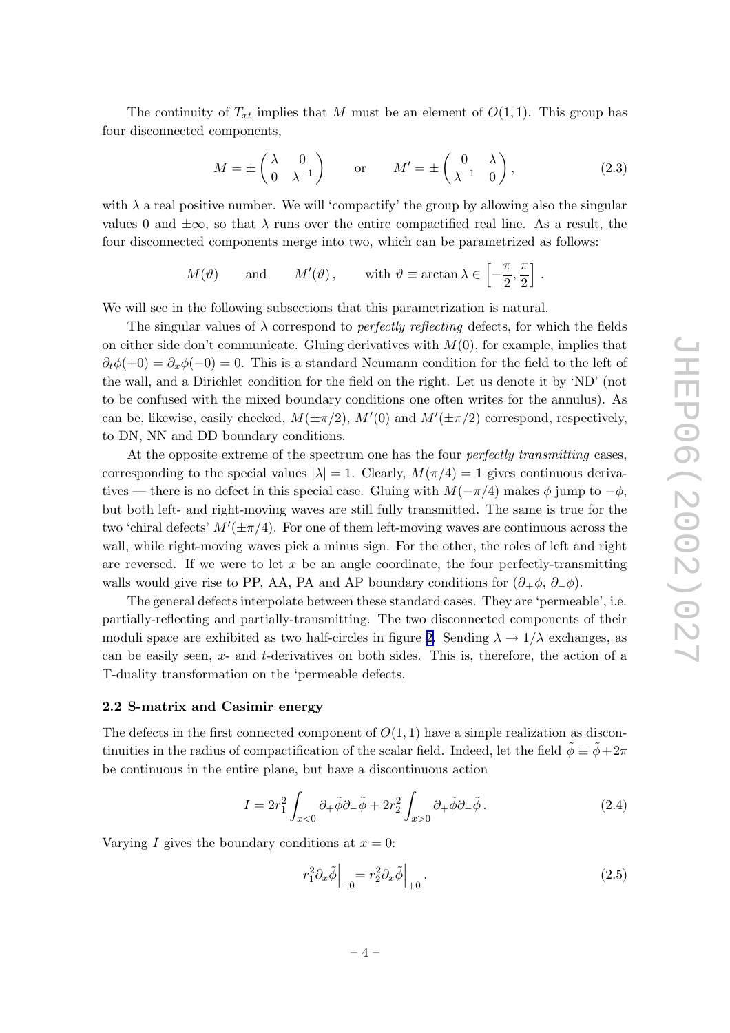The continuity of $T_{xt}$ implies that $M$ must be an element of $O(1,1)$. This group has four disconnected components,

$$M = \pm \begin{pmatrix} \lambda & 0 \\ 0 & \lambda^{-1} \end{pmatrix} \qquad \text{or} \qquad M' = \pm \begin{pmatrix} 0 & \lambda \\ \lambda^{-1} & 0 \end{pmatrix}, \tag{2.3}$$

with $\lambda$ a real positive number. We will 'compactify' the group by allowing also the singular values 0 and $\pm\infty$, so that $\lambda$ runs over the entire compactified real line. As a result, the four disconnected components merge into two, which can be parametrized as follows:

$$M(\vartheta) \qquad \text{and} \qquad M'(\vartheta)\,, \qquad \text{with } \vartheta \equiv \arctan \lambda \in \left[-\frac{\pi}{2}, \frac{\pi}{2}\right].$$

We will see in the following subsections that this parametrization is natural.

The singular values of $\lambda$ correspond to *perfectly reflecting* defects, for which the fields on either side don't communicate. Gluing derivatives with $M(0)$, for example, implies that $\partial_t \phi(+0) = \partial_x \phi(-0) = 0$. This is a standard Neumann condition for the field to the left of the wall, and a Dirichlet condition for the field on the right. Let us denote it by 'ND' (not to be confused with the mixed boundary conditions one often writes for the annulus). As can be, likewise, easily checked, $M(\pm\pi/2)$, $M'(0)$ and $M'(\pm\pi/2)$ correspond, respectively, to DN, NN and DD boundary conditions.

At the opposite extreme of the spectrum one has the four *perfectly transmitting* cases, corresponding to the special values $|\lambda| = 1$. Clearly, $M(\pi/4) = \mathbf{1}$ gives continuous derivatives — there is no defect in this special case. Gluing with $M(-\pi/4)$ makes $\phi$ jump to $-\phi$, but both left- and right-moving waves are still fully transmitted. The same is true for the two 'chiral defects' $M'(\pm\pi/4)$. For one of them left-moving waves are continuous across the wall, while right-moving waves pick a minus sign. For the other, the roles of left and right are reversed. If we were to let $x$ be an angle coordinate, the four perfectly-transmitting walls would give rise to PP, AA, PA and AP boundary conditions for $(\partial_+\phi,\, \partial_-\phi)$.

The general defects interpolate between these standard cases. They are 'permeable', i.e. partially-reflecting and partially-transmitting. The two disconnected components of their moduli space are exhibited as two half-circles in figure 2. Sending $\lambda \to 1/\lambda$ exchanges, as can be easily seen, $x$- and $t$-derivatives on both sides. This is, therefore, the action of a T-duality transformation on the 'permeable defects.

### 2.2 S-matrix and Casimir energy

The defects in the first connected component of $O(1,1)$ have a simple realization as discontinuities in the radius of compactification of the scalar field. Indeed, let the field $\tilde{\phi} \equiv \tilde{\phi} + 2\pi$ be continuous in the entire plane, but have a discontinuous action

$$I = 2r_1^2 \int_{x<0} \partial_+ \tilde{\phi} \partial_- \tilde{\phi} + 2r_2^2 \int_{x>0} \partial_+ \tilde{\phi} \partial_- \tilde{\phi}\,. \tag{2.4}$$

Varying $I$ gives the boundary conditions at $x = 0$:

$$r_1^2 \partial_x \tilde{\phi}\Big|_{-0} = r_2^2 \partial_x \tilde{\phi}\Big|_{+0}\,. \tag{2.5}$$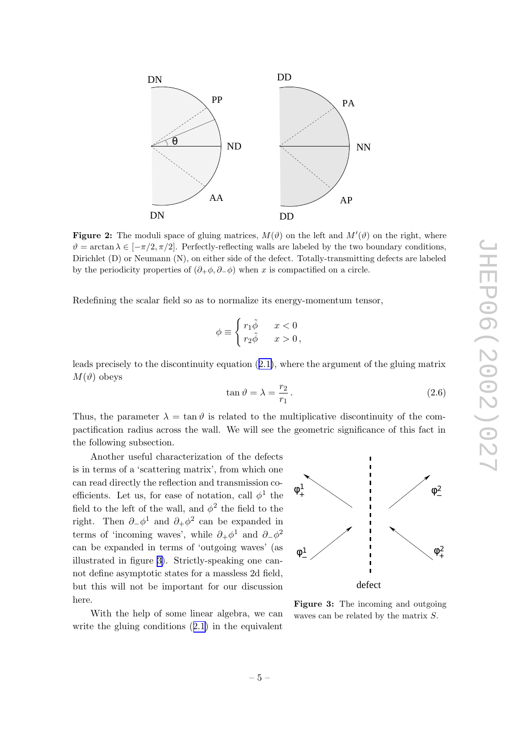**Figure 2:** The moduli space of gluing matrices, $M(\vartheta)$ on the left and $M'(\vartheta)$ on the right, where $\vartheta = \arctan\lambda \in [-\pi/2, \pi/2]$. Perfectly-reflecting walls are labeled by the two boundary conditions, Dirichlet (D) or Neumann (N), on either side of the defect. Totally-transmitting defects are labeled by the periodicity properties of $(\partial_+\phi, \partial_-\phi)$ when $x$ is compactified on a circle.

Redefining the scalar field so as to normalize its energy-momentum tensor,

$$\phi \equiv \begin{cases} r_1\tilde{\phi} & x < 0 \\ r_2\tilde{\phi} & x > 0\,, \end{cases}$$

leads precisely to the discontinuity equation (2.1), where the argument of the gluing matrix $M(\vartheta)$ obeys

$$\tan\vartheta = \lambda = \frac{r_2}{r_1}\,. \tag{2.6}$$

Thus, the parameter $\lambda = \tan\vartheta$ is related to the multiplicative discontinuity of the compactification radius across the wall. We will see the geometric significance of this fact in the following subsection.

Another useful characterization of the defects is in terms of a 'scattering matrix', from which one can read directly the reflection and transmission coefficients. Let us, for ease of notation, call $\phi^1$ the field to the left of the wall, and $\phi^2$ the field to the right. Then $\partial_-\phi^1$ and $\partial_+\phi^2$ can be expanded in terms of 'incoming waves', while $\partial_+\phi^1$ and $\partial_-\phi^2$ can be expanded in terms of 'outgoing waves' (as illustrated in figure 3). Strictly-speaking one cannot define asymptotic states for a massless 2d field, but this will not be important for our discussion here.

**Figure 3:** The incoming and outgoing waves can be related by the matrix $S$.

With the help of some linear algebra, we can write the gluing conditions (2.1) in the equivalent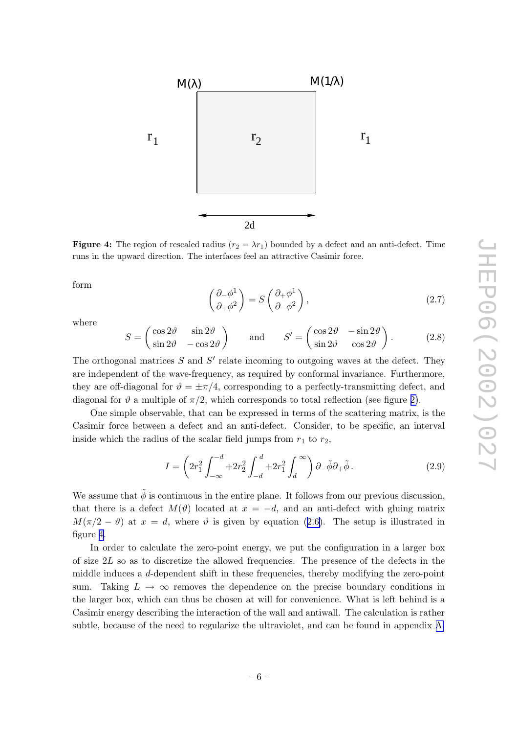**Figure 4:** The region of rescaled radius ($r_2 = \lambda r_1$) bounded by a defect and an anti-defect. Time runs in the upward direction. The interfaces feel an attractive Casimir force.

form

$$\begin{pmatrix} \partial_- \phi^1 \\ \partial_+ \phi^2 \end{pmatrix} = S \begin{pmatrix} \partial_+ \phi^1 \\ \partial_- \phi^2 \end{pmatrix}, \tag{2.7}$$

where

$$S = \begin{pmatrix} \cos 2\vartheta & \sin 2\vartheta \\ \sin 2\vartheta & -\cos 2\vartheta \end{pmatrix} \qquad \text{and} \qquad S' = \begin{pmatrix} \cos 2\vartheta & -\sin 2\vartheta \\ \sin 2\vartheta & \cos 2\vartheta \end{pmatrix}. \tag{2.8}$$

The orthogonal matrices $S$ and $S'$ relate incoming to outgoing waves at the defect. They are independent of the wave-frequency, as required by conformal invariance. Furthermore, they are off-diagonal for $\vartheta = \pm\pi/4$, corresponding to a perfectly-transmitting defect, and diagonal for $\vartheta$ a multiple of $\pi/2$, which corresponds to total reflection (see figure 2).

One simple observable, that can be expressed in terms of the scattering matrix, is the Casimir force between a defect and an anti-defect. Consider, to be specific, an interval inside which the radius of the scalar field jumps from $r_1$ to $r_2$,

$$I = \left( 2r_1^2 \int_{-\infty}^{-d} + 2r_2^2 \int_{-d}^{d} + 2r_1^2 \int_{d}^{\infty} \right) \partial_- \tilde{\phi} \partial_+ \tilde{\phi}\,. \tag{2.9}$$

We assume that $\tilde{\phi}$ is continuous in the entire plane. It follows from our previous discussion, that there is a defect $M(\vartheta)$ located at $x = -d$, and an anti-defect with gluing matrix $M(\pi/2 - \vartheta)$ at $x = d$, where $\vartheta$ is given by equation (2.6). The setup is illustrated in figure 4.

In order to calculate the zero-point energy, we put the configuration in a larger box of size $2L$ so as to discretize the allowed frequencies. The presence of the defects in the middle induces a $d$-dependent shift in these frequencies, thereby modifying the zero-point sum. Taking $L \to \infty$ removes the dependence on the precise boundary conditions in the larger box, which can thus be chosen at will for convenience. What is left behind is a Casimir energy describing the interaction of the wall and antiwall. The calculation is rather subtle, because of the need to regularize the ultraviolet, and can be found in appendix A.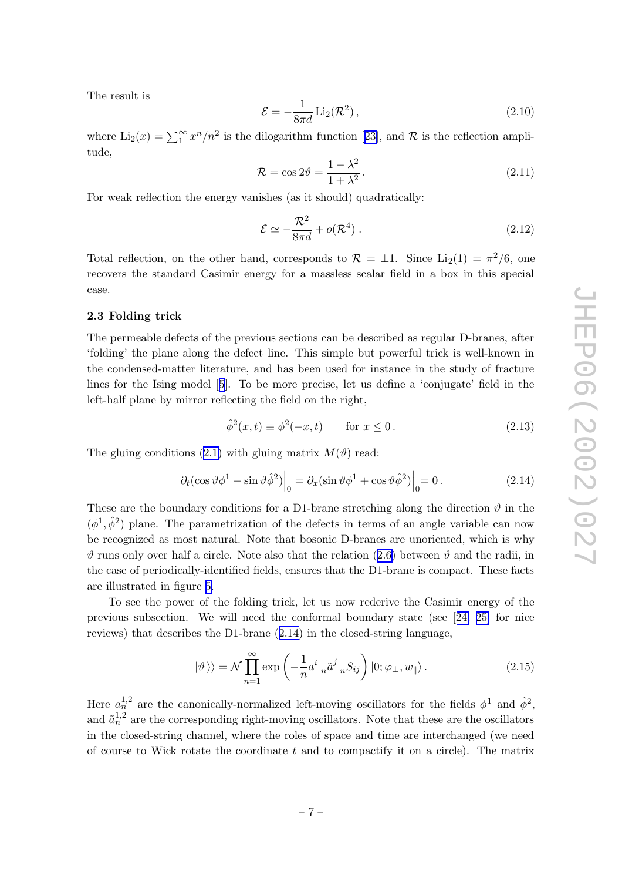The result is

$$\mathcal{E} = -\frac{1}{8\pi d}\,\mathrm{Li}_2(\mathcal{R}^2)\,, \tag{2.10}$$

where $\mathrm{Li}_2(x) = \sum_1^\infty x^n/n^2$ is the dilogarithm function [23], and $\mathcal{R}$ is the reflection amplitude,

$$\mathcal{R} = \cos 2\vartheta = \frac{1-\lambda^2}{1+\lambda^2}\,. \tag{2.11}$$

For weak reflection the energy vanishes (as it should) quadratically:

$$\mathcal{E} \simeq -\frac{\mathcal{R}^2}{8\pi d} + o(\mathcal{R}^4)\,. \tag{2.12}$$

Total reflection, on the other hand, corresponds to $\mathcal{R} = \pm 1$. Since $\mathrm{Li}_2(1) = \pi^2/6$, one recovers the standard Casimir energy for a massless scalar field in a box in this special case.

### 2.3 Folding trick

The permeable defects of the previous sections can be described as regular D-branes, after 'folding' the plane along the defect line. This simple but powerful trick is well-known in the condensed-matter literature, and has been used for instance in the study of fracture lines for the Ising model [5]. To be more precise, let us define a 'conjugate' field in the left-half plane by mirror reflecting the field on the right,

$$\hat\phi^2(x,t) \equiv \phi^2(-x,t) \qquad \text{for } x \le 0\,. \tag{2.13}$$

The gluing conditions (2.1) with gluing matrix $M(\vartheta)$ read:

$$\partial_t(\cos\vartheta\phi^1 - \sin\vartheta\hat\phi^2)\Big|_0 = \partial_x(\sin\vartheta\phi^1 + \cos\vartheta\hat\phi^2)\Big|_0 = 0\,. \tag{2.14}$$

These are the boundary conditions for a D1-brane stretching along the direction $\vartheta$ in the $(\phi^1, \hat\phi^2)$ plane. The parametrization of the defects in terms of an angle variable can now be recognized as most natural. Note that bosonic D-branes are unoriented, which is why $\vartheta$ runs only over half a circle. Note also that the relation (2.6) between $\vartheta$ and the radii, in the case of periodically-identified fields, ensures that the D1-brane is compact. These facts are illustrated in figure 5.

To see the power of the folding trick, let us now rederive the Casimir energy of the previous subsection. We will need the conformal boundary state (see [24, 25] for nice reviews) that describes the D1-brane (2.14) in the closed-string language,

$$|\vartheta\,\rangle\rangle = \mathcal{N}\prod_{n=1}^{\infty}\exp\left(-\frac{1}{n}a^i_{-n}\tilde a^j_{-n}S_{ij}\right)|0;\varphi_\perp, w_\parallel\rangle\,. \tag{2.15}$$

Here $a_n^{1,2}$ are the canonically-normalized left-moving oscillators for the fields $\phi^1$ and $\hat\phi^2$, and $\tilde a_n^{1,2}$ are the corresponding right-moving oscillators. Note that these are the oscillators in the closed-string channel, where the roles of space and time are interchanged (we need of course to Wick rotate the coordinate $t$ and to compactify it on a circle). The matrix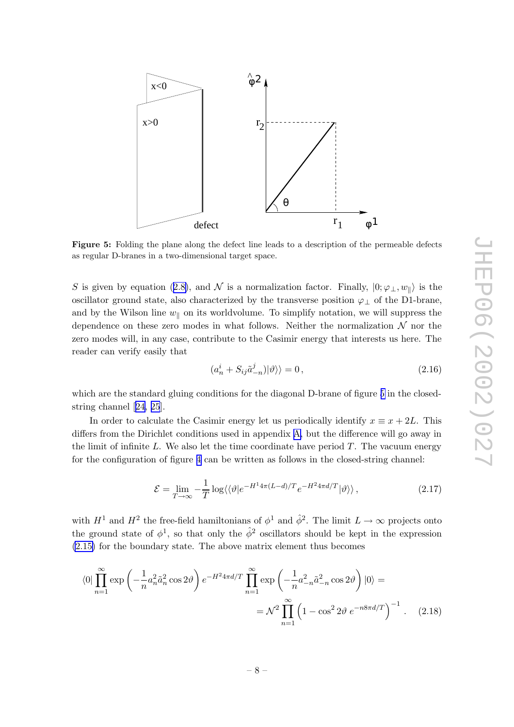**Figure 5:** Folding the plane along the defect line leads to a description of the permeable defects as regular D-branes in a two-dimensional target space.

$S$ is given by equation (2.8), and $\mathcal{N}$ is a normalization factor. Finally, $|0;\varphi_\perp, w_\parallel\rangle$ is the oscillator ground state, also characterized by the transverse position $\varphi_\perp$ of the D1-brane, and by the Wilson line $w_\parallel$ on its worldvolume. To simplify notation, we will suppress the dependence on these zero modes in what follows. Neither the normalization $\mathcal{N}$ nor the zero modes will, in any case, contribute to the Casimir energy that interests us here. The reader can verify easily that

$$(a_n^i + S_{ij}\tilde{a}_{-n}^j)|\vartheta\rangle\rangle = 0\,, \tag{2.16}$$

which are the standard gluing conditions for the diagonal D-brane of figure 5 in the closed-string channel [24, 25].

In order to calculate the Casimir energy let us periodically identify $x \equiv x + 2L$. This differs from the Dirichlet conditions used in appendix A, but the difference will go away in the limit of infinite $L$. We also let the time coordinate have period $T$. The vacuum energy for the configuration of figure 4 can be written as follows in the closed-string channel:

$$\mathcal{E} = \lim_{T\to\infty} -\frac{1}{T}\log\langle\langle\vartheta|e^{-H^1 4\pi(L-d)/T}\, e^{-H^2 4\pi d/T}|\vartheta\rangle\rangle\,, \tag{2.17}$$

with $H^1$ and $H^2$ the free-field hamiltonians of $\phi^1$ and $\hat{\phi}^2$. The limit $L\to\infty$ projects onto the ground state of $\phi^1$, so that only the $\hat{\phi}^2$ oscillators should be kept in the expression (2.15) for the boundary state. The above matrix element thus becomes

$$\langle 0|\prod_{n=1}^{\infty}\exp\left(-\frac{1}{n}a_n^2\tilde{a}_n^2\cos 2\vartheta\right)e^{-H^2 4\pi d/T}\prod_{n=1}^{\infty}\exp\left(-\frac{1}{n}a_{-n}^2\tilde{a}_{-n}^2\cos 2\vartheta\right)|0\rangle = $$
$$= \mathcal{N}^2\prod_{n=1}^{\infty}\left(1-\cos^2 2\vartheta\; e^{-n8\pi d/T}\right)^{-1}. \tag{2.18}$$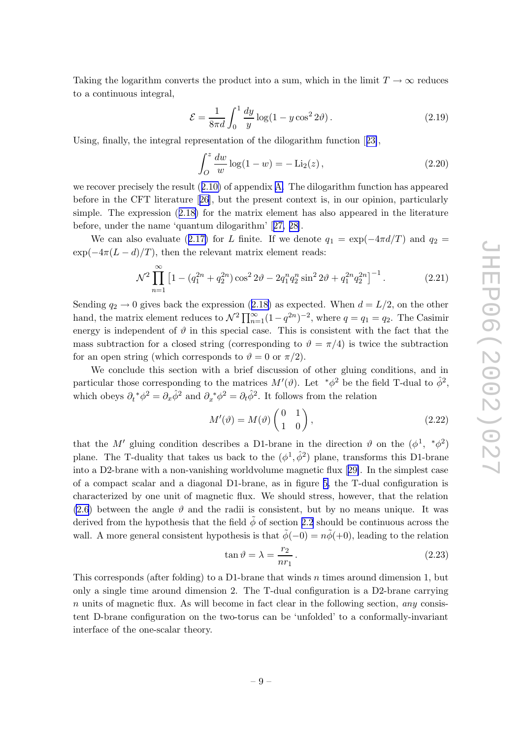Taking the logarithm converts the product into a sum, which in the limit $T \to \infty$ reduces to a continuous integral,

$$\mathcal{E} = \frac{1}{8\pi d} \int_0^1 \frac{dy}{y} \log(1 - y \cos^2 2\vartheta)\,. \tag{2.19}$$

Using, finally, the integral representation of the dilogarithm function [23],

$$\int_O^z \frac{dw}{w} \log(1-w) = -\,\mathrm{Li}_2(z)\,, \tag{2.20}$$

we recover precisely the result (2.10) of appendix A. The dilogarithm function has appeared before in the CFT literature [26], but the present context is, in our opinion, particularly simple. The expression (2.18) for the matrix element has also appeared in the literature before, under the name 'quantum dilogarithm' [27, 28].

We can also evaluate (2.17) for $L$ finite. If we denote $q_1 = \exp(-4\pi d/T)$ and $q_2 = \exp(-4\pi(L-d)/T)$, then the relevant matrix element reads:

$$\mathcal{N}^2 \prod_{n=1}^{\infty} \left[1 - (q_1^{2n} + q_2^{2n}) \cos^2 2\vartheta - 2 q_1^n q_2^n \sin^2 2\vartheta + q_1^{2n} q_2^{2n}\right]^{-1}. \tag{2.21}$$

Sending $q_2 \to 0$ gives back the expression (2.18) as expected. When $d = L/2$, on the other hand, the matrix element reduces to $\mathcal{N}^2 \prod_{n=1}^{\infty}(1-q^{2n})^{-2}$, where $q = q_1 = q_2$. The Casimir energy is independent of $\vartheta$ in this special case. This is consistent with the fact that the mass subtraction for a closed string (corresponding to $\vartheta = \pi/4$) is twice the subtraction for an open string (which corresponds to $\vartheta = 0$ or $\pi/2$).

We conclude this section with a brief discussion of other gluing conditions, and in particular those corresponding to the matrices $M'(\vartheta)$. Let ${}^*\phi^2$ be the field T-dual to $\hat{\phi}^2$, which obeys $\partial_t {}^*\phi^2 = \partial_x \hat{\phi}^2$ and $\partial_x {}^*\phi^2 = \partial_t \hat{\phi}^2$. It follows from the relation

$$M'(\vartheta) = M(\vartheta) \begin{pmatrix} 0 & 1 \\ 1 & 0 \end{pmatrix}, \tag{2.22}$$

that the $M'$ gluing condition describes a D1-brane in the direction $\vartheta$ on the $(\phi^1,\ {}^*\phi^2)$ plane. The T-duality that takes us back to the $(\phi^1, \hat{\phi}^2)$ plane, transforms this D1-brane into a D2-brane with a non-vanishing worldvolume magnetic flux [29]. In the simplest case of a compact scalar and a diagonal D1-brane, as in figure 5, the T-dual configuration is characterized by one unit of magnetic flux. We should stress, however, that the relation (2.6) between the angle $\vartheta$ and the radii is consistent, but by no means unique. It was derived from the hypothesis that the field $\tilde{\phi}$ of section 2.2 should be continuous across the wall. A more general consistent hypothesis is that $\tilde{\phi}(-0) = n\tilde{\phi}(+0)$, leading to the relation

$$\tan\vartheta = \lambda = \frac{r_2}{n r_1}\,. \tag{2.23}$$

This corresponds (after folding) to a D1-brane that winds $n$ times around dimension 1, but only a single time around dimension 2. The T-dual configuration is a D2-brane carrying $n$ units of magnetic flux. As will become in fact clear in the following section, *any* consistent D-brane configuration on the two-torus can be 'unfolded' to a conformally-invariant interface of the one-scalar theory.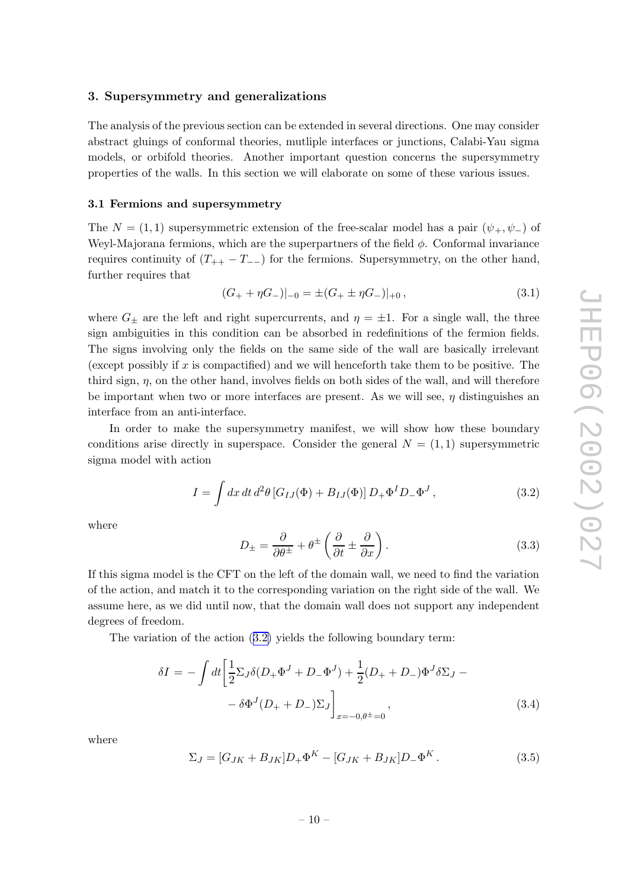## 3. Supersymmetry and generalizations

The analysis of the previous section can be extended in several directions. One may consider abstract gluings of conformal theories, mutliple interfaces or junctions, Calabi-Yau sigma models, or orbifold theories. Another important question concerns the supersymmetry properties of the walls. In this section we will elaborate on some of these various issues.

### 3.1 Fermions and supersymmetry

The $N = (1,1)$ supersymmetric extension of the free-scalar model has a pair $(\psi_+, \psi_-)$ of Weyl-Majorana fermions, which are the superpartners of the field $\phi$. Conformal invariance requires continuity of $(T_{++} - T_{--})$ for the fermions. Supersymmetry, on the other hand, further requires that

$$(G_+ + \eta G_-)|_{-0} = \pm (G_+ \pm \eta G_-)|_{+0}\,, \tag{3.1}$$

where $G_\pm$ are the left and right supercurrents, and $\eta = \pm 1$. For a single wall, the three sign ambiguities in this condition can be absorbed in redefinitions of the fermion fields. The signs involving only the fields on the same side of the wall are basically irrelevant (except possibly if $x$ is compactified) and we will henceforth take them to be positive. The third sign, $\eta$, on the other hand, involves fields on both sides of the wall, and will therefore be important when two or more interfaces are present. As we will see, $\eta$ distinguishes an interface from an anti-interface.

In order to make the supersymmetry manifest, we will show how these boundary conditions arise directly in superspace. Consider the general $N = (1,1)$ supersymmetric sigma model with action

$$I = \int dx\, dt\, d^2\theta \,[G_{IJ}(\Phi) + B_{IJ}(\Phi)]\, D_+\Phi^I D_-\Phi^J\,, \tag{3.2}$$

where

$$D_\pm = \frac{\partial}{\partial\theta^\pm} + \theta^\pm\left(\frac{\partial}{\partial t} \pm \frac{\partial}{\partial x}\right). \tag{3.3}$$

If this sigma model is the CFT on the left of the domain wall, we need to find the variation of the action, and match it to the corresponding variation on the right side of the wall. We assume here, as we did until now, that the domain wall does not support any independent degrees of freedom.

The variation of the action (3.2) yields the following boundary term:

$$\begin{aligned}\delta I = -\int dt\bigg[&\frac{1}{2}\Sigma_J\delta(D_+\Phi^J + D_-\Phi^J) + \frac{1}{2}(D_+ + D_-)\Phi^J\delta\Sigma_J - \\ &- \delta\Phi^J(D_+ + D_-)\Sigma_J\bigg]_{x=-0,\theta^\pm=0}\,,\end{aligned} \tag{3.4}$$

where

$$\Sigma_J = [G_{JK} + B_{JK}]D_+\Phi^K - [G_{JK} + B_{JK}]D_-\Phi^K\,. \tag{3.5}$$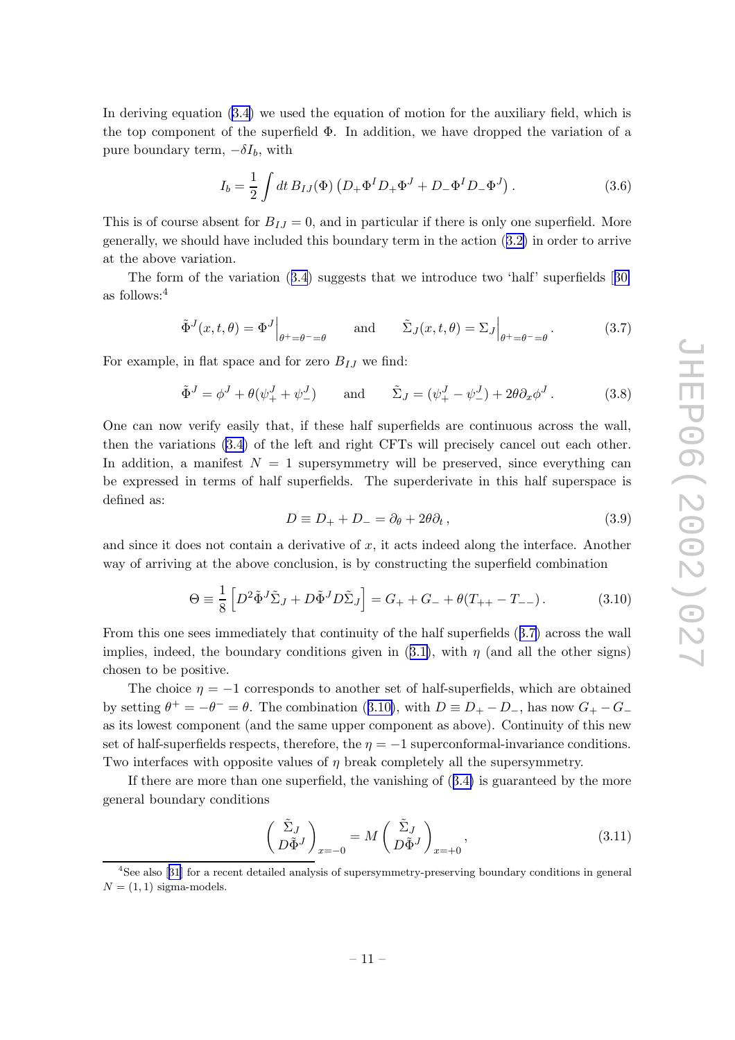In deriving equation (3.4) we used the equation of motion for the auxiliary field, which is the top component of the superfield $\Phi$. In addition, we have dropped the variation of a pure boundary term, $-\delta I_b$, with

$$I_b = \frac{1}{2}\int dt\, B_{IJ}(\Phi)\left(D_+\Phi^I D_+\Phi^J + D_-\Phi^I D_-\Phi^J\right). \tag{3.6}$$

This is of course absent for $B_{IJ} = 0$, and in particular if there is only one superfield. More generally, we should have included this boundary term in the action (3.2) in order to arrive at the above variation.

The form of the variation (3.4) suggests that we introduce two 'half' superfields [30] as follows:[4]

$$\tilde{\Phi}^J(x,t,\theta) = \Phi^J\Big|_{\theta^+=\theta^-=\theta} \qquad \text{and} \qquad \tilde{\Sigma}_J(x,t,\theta) = \Sigma_J\Big|_{\theta^+=\theta^-=\theta}. \tag{3.7}$$

For example, in flat space and for zero $B_{IJ}$ we find:

$$\tilde{\Phi}^J = \phi^J + \theta(\psi_+^J + \psi_-^J) \qquad \text{and} \qquad \tilde{\Sigma}_J = (\psi_+^J - \psi_-^J) + 2\theta\partial_x\phi^J. \tag{3.8}$$

One can now verify easily that, if these half superfields are continuous across the wall, then the variations (3.4) of the left and right CFTs will precisely cancel out each other. In addition, a manifest $N = 1$ supersymmetry will be preserved, since everything can be expressed in terms of half superfields. The superderivate in this half superspace is defined as:

$$D \equiv D_+ + D_- = \partial_\theta + 2\theta\partial_t, \tag{3.9}$$

and since it does not contain a derivative of $x$, it acts indeed along the interface. Another way of arriving at the above conclusion, is by constructing the superfield combination

$$\Theta \equiv \frac{1}{8}\left[D^2\tilde{\Phi}^J\tilde{\Sigma}_J + D\tilde{\Phi}^J D\tilde{\Sigma}_J\right] = G_+ + G_- + \theta(T_{++} - T_{--}). \tag{3.10}$$

From this one sees immediately that continuity of the half superfields (3.7) across the wall implies, indeed, the boundary conditions given in (3.1), with $\eta$ (and all the other signs) chosen to be positive.

The choice $\eta = -1$ corresponds to another set of half-superfields, which are obtained by setting $\theta^+ = -\theta^- = \theta$. The combination (3.10), with $D \equiv D_+ - D_-$, has now $G_+ - G_-$ as its lowest component (and the same upper component as above). Continuity of this new set of half-superfields respects, therefore, the $\eta = -1$ superconformal-invariance conditions. Two interfaces with opposite values of $\eta$ break completely all the supersymmetry.

If there are more than one superfield, the vanishing of (3.4) is guaranteed by the more general boundary conditions

$$\begin{pmatrix} \tilde{\Sigma}_J \\ D\tilde{\Phi}^J \end{pmatrix}_{x=-0} = M \begin{pmatrix} \tilde{\Sigma}_J \\ D\tilde{\Phi}^J \end{pmatrix}_{x=+0}, \tag{3.11}$$

[4] See also [31] for a recent detailed analysis of supersymmetry-preserving boundary conditions in general $N = (1,1)$ sigma-models.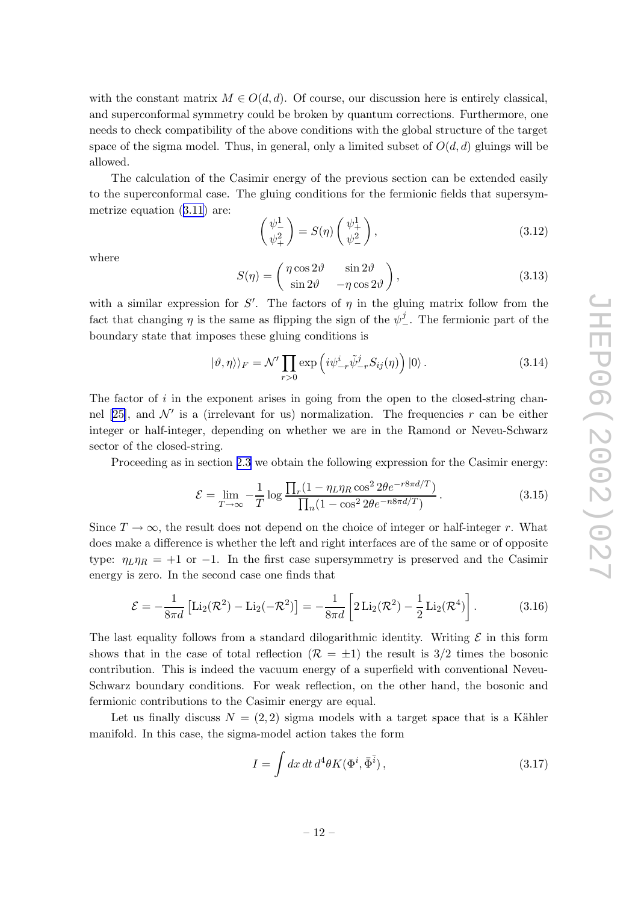with the constant matrix $M \in O(d,d)$. Of course, our discussion here is entirely classical, and superconformal symmetry could be broken by quantum corrections. Furthermore, one needs to check compatibility of the above conditions with the global structure of the target space of the sigma model. Thus, in general, only a limited subset of $O(d,d)$ gluings will be allowed.

The calculation of the Casimir energy of the previous section can be extended easily to the superconformal case. The gluing conditions for the fermionic fields that supersymmetrize equation (3.11) are:

$$\begin{pmatrix} \psi_-^1 \\ \psi_+^2 \end{pmatrix} = S(\eta) \begin{pmatrix} \psi_+^1 \\ \psi_-^2 \end{pmatrix}, \tag{3.12}$$

where

$$S(\eta) = \begin{pmatrix} \eta \cos 2\vartheta & \sin 2\vartheta \\ \sin 2\vartheta & -\eta \cos 2\vartheta \end{pmatrix}, \tag{3.13}$$

with a similar expression for $S'$. The factors of $\eta$ in the gluing matrix follow from the fact that changing $\eta$ is the same as flipping the sign of the $\psi_-^j$. The fermionic part of the boundary state that imposes these gluing conditions is

$$|\vartheta, \eta\rangle\rangle_F = \mathcal{N}' \prod_{r>0} \exp\left( i\psi_{-r}^i \tilde{\psi}_{-r}^j S_{ij}(\eta) \right) |0\rangle \,. \tag{3.14}$$

The factor of $i$ in the exponent arises in going from the open to the closed-string channel [25], and $\mathcal{N}'$ is a (irrelevant for us) normalization. The frequencies $r$ can be either integer or half-integer, depending on whether we are in the Ramond or Neveu-Schwarz sector of the closed-string.

Proceeding as in section 2.3 we obtain the following expression for the Casimir energy:

$$\mathcal{E} = \lim_{T\to\infty} -\frac{1}{T} \log \frac{\prod_r (1 - \eta_L \eta_R \cos^2 2\theta e^{-r8\pi d/T})}{\prod_n (1 - \cos^2 2\theta e^{-n8\pi d/T})} \,. \tag{3.15}$$

Since $T \to \infty$, the result does not depend on the choice of integer or half-integer $r$. What does make a difference is whether the left and right interfaces are of the same or of opposite type: $\eta_L \eta_R = +1$ or $-1$. In the first case supersymmetry is preserved and the Casimir energy is zero. In the second case one finds that

$$\mathcal{E} = -\frac{1}{8\pi d} \left[ \mathrm{Li}_2(\mathcal{R}^2) - \mathrm{Li}_2(-\mathcal{R}^2) \right] = -\frac{1}{8\pi d} \left[ 2\,\mathrm{Li}_2(\mathcal{R}^2) - \frac{1}{2}\,\mathrm{Li}_2(\mathcal{R}^4) \right]. \tag{3.16}$$

The last equality follows from a standard dilogarithmic identity. Writing $\mathcal{E}$ in this form shows that in the case of total reflection ($\mathcal{R} = \pm 1$) the result is $3/2$ times the bosonic contribution. This is indeed the vacuum energy of a superfield with conventional Neveu-Schwarz boundary conditions. For weak reflection, on the other hand, the bosonic and fermionic contributions to the Casimir energy are equal.

Let us finally discuss $N = (2,2)$ sigma models with a target space that is a Kähler manifold. In this case, the sigma-model action takes the form

$$I = \int dx\, dt\, d^4\theta K(\Phi^i, \bar{\Phi}^{\bar{i}}) \,, \tag{3.17}$$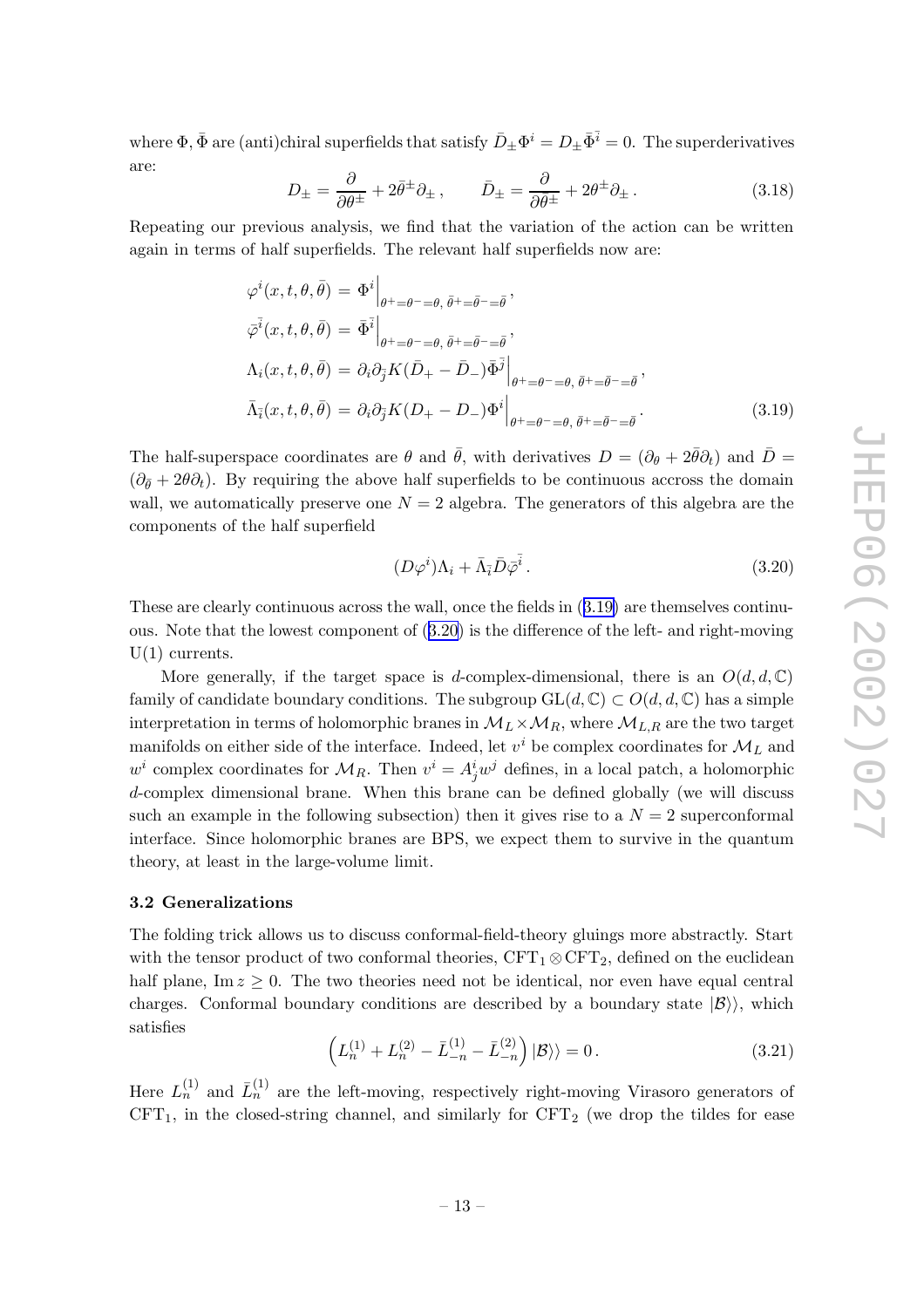where $\Phi, \bar{\Phi}$ are (anti)chiral superfields that satisfy $\bar{D}_\pm \Phi^i = D_\pm \bar{\Phi}^{\bar{i}} = 0$. The superderivatives are:

$$D_\pm = \frac{\partial}{\partial \theta^\pm} + 2\bar{\theta}^\pm \partial_\pm \,, \qquad \bar{D}_\pm = \frac{\partial}{\partial \bar{\theta}^\pm} + 2\theta^\pm \partial_\pm \,. \tag{3.18}$$

Repeating our previous analysis, we find that the variation of the action can be written again in terms of half superfields. The relevant half superfields now are:

$$\begin{aligned}
\varphi^i(x,t,\theta,\bar{\theta}) &= \Phi^i \Big|_{\theta^+=\theta^-=\theta,\, \bar{\theta}^+=\bar{\theta}^-=\bar{\theta}}\,, \\
\bar{\varphi}^{\bar{i}}(x,t,\theta,\bar{\theta}) &= \bar{\Phi}^{\bar{i}} \Big|_{\theta^+=\theta^-=\theta,\, \bar{\theta}^+=\bar{\theta}^-=\bar{\theta}}\,, \\
\Lambda_i(x,t,\theta,\bar{\theta}) &= \partial_i \partial_{\bar{j}} K (\bar{D}_+ - \bar{D}_-) \bar{\Phi}^{\bar{j}} \Big|_{\theta^+=\theta^-=\theta,\, \bar{\theta}^+=\bar{\theta}^-=\bar{\theta}}\,, \\
\bar{\Lambda}_{\bar{i}}(x,t,\theta,\bar{\theta}) &= \partial_i \partial_{\bar{j}} K (D_+ - D_-) \Phi^i \Big|_{\theta^+=\theta^-=\theta,\, \bar{\theta}^+=\bar{\theta}^-=\bar{\theta}}\,.
\end{aligned} \tag{3.19}$$

The half-superspace coordinates are $\theta$ and $\bar{\theta}$, with derivatives $D = (\partial_\theta + 2\bar{\theta}\partial_t)$ and $\bar{D} = (\partial_{\bar{\theta}} + 2\theta\partial_t)$. By requiring the above half superfields to be continuous accross the domain wall, we automatically preserve one $N=2$ algebra. The generators of this algebra are the components of the half superfield

$$(D\varphi^i)\Lambda_i + \bar{\Lambda}_{\bar{i}} \bar{D} \bar{\varphi}^{\bar{i}} \,. \tag{3.20}$$

These are clearly continuous across the wall, once the fields in (3.19) are themselves continuous. Note that the lowest component of (3.20) is the difference of the left- and right-moving U(1) currents.

More generally, if the target space is $d$-complex-dimensional, there is an $O(d,d,\mathbb{C})$ family of candidate boundary conditions. The subgroup $\mathrm{GL}(d,\mathbb{C}) \subset O(d,d,\mathbb{C})$ has a simple interpretation in terms of holomorphic branes in $\mathcal{M}_L \times \mathcal{M}_R$, where $\mathcal{M}_{L,R}$ are the two target manifolds on either side of the interface. Indeed, let $v^i$ be complex coordinates for $\mathcal{M}_L$ and $w^i$ complex coordinates for $\mathcal{M}_R$. Then $v^i = A^i_j w^j$ defines, in a local patch, a holomorphic $d$-complex dimensional brane. When this brane can be defined globally (we will discuss such an example in the following subsection) then it gives rise to a $N=2$ superconformal interface. Since holomorphic branes are BPS, we expect them to survive in the quantum theory, at least in the large-volume limit.

### 3.2 Generalizations

The folding trick allows us to discuss conformal-field-theory gluings more abstractly. Start with the tensor product of two conformal theories, $\mathrm{CFT}_1 \otimes \mathrm{CFT}_2$, defined on the euclidean half plane, $\mathrm{Im}\, z \geq 0$. The two theories need not be identical, nor even have equal central charges. Conformal boundary conditions are described by a boundary state $|\mathcal{B}\rangle\rangle$, which satisfies

$$\left( L_n^{(1)} + L_n^{(2)} - \bar{L}_{-n}^{(1)} - \bar{L}_{-n}^{(2)} \right) |\mathcal{B}\rangle\rangle = 0 \,. \tag{3.21}$$

Here $L_n^{(1)}$ and $\bar{L}_n^{(1)}$ are the left-moving, respectively right-moving Virasoro generators of $\mathrm{CFT}_1$, in the closed-string channel, and similarly for $\mathrm{CFT}_2$ (we drop the tildes for ease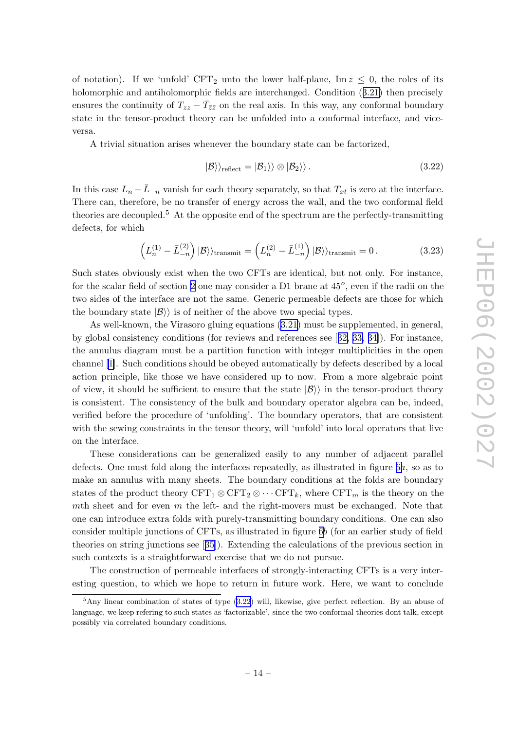of notation). If we 'unfold' $\mathrm{CFT}_2$ unto the lower half-plane, $\mathrm{Im}\, z \leq 0$, the roles of its holomorphic and antiholomorphic fields are interchanged. Condition (3.21) then precisely ensures the continuity of $T_{zz} - \bar{T}_{\bar{z}\bar{z}}$ on the real axis. In this way, any conformal boundary state in the tensor-product theory can be unfolded into a conformal interface, and vice-versa.

A trivial situation arises whenever the boundary state can be factorized,

$$|\mathcal{B}\rangle\rangle_{\rm reflect} = |\mathcal{B}_1\rangle\rangle \otimes |\mathcal{B}_2\rangle\rangle\,. \tag{3.22}$$

In this case $L_n - \bar{L}_{-n}$ vanish for each theory separately, so that $T_{xt}$ is zero at the interface. There can, therefore, be no transfer of energy across the wall, and the two conformal field theories are decoupled.[5] At the opposite end of the spectrum are the perfectly-transmitting defects, for which

$$\left(L_n^{(1)} - \bar{L}_{-n}^{(2)}\right) |\mathcal{B}\rangle\rangle_{\rm transmit} = \left(L_n^{(2)} - \bar{L}_{-n}^{(1)}\right) |\mathcal{B}\rangle\rangle_{\rm transmit} = 0\,. \tag{3.23}$$

Such states obviously exist when the two CFTs are identical, but not only. For instance, for the scalar field of section 2 one may consider a D1 brane at $45^o$, even if the radii on the two sides of the interface are not the same. Generic permeable defects are those for which the boundary state $|\mathcal{B}\rangle\rangle$ is of neither of the above two special types.

As well-known, the Virasoro gluing equations (3.21) must be supplemented, in general, by global consistency conditions (for reviews and references see [32, 33, 34]). For instance, the annulus diagram must be a partition function with integer multiplicities in the open channel [1]. Such conditions should be obeyed automatically by defects described by a local action principle, like those we have considered up to now. From a more algebraic point of view, it should be sufficient to ensure that the state $|\mathcal{B}\rangle\rangle$ in the tensor-product theory is consistent. The consistency of the bulk and boundary operator algebra can be, indeed, verified before the procedure of 'unfolding'. The boundary operators, that are consistent with the sewing constraints in the tensor theory, will 'unfold' into local operators that live on the interface.

These considerations can be generalized easily to any number of adjacent parallel defects. One must fold along the interfaces repeatedly, as illustrated in figure 6*a*, so as to make an annulus with many sheets. The boundary conditions at the folds are boundary states of the product theory $\mathrm{CFT}_1 \otimes \mathrm{CFT}_2 \otimes \cdots \mathrm{CFT}_k$, where $\mathrm{CFT}_m$ is the theory on the $m$th sheet and for even $m$ the left- and the right-movers must be exchanged. Note that one can introduce extra folds with purely-transmitting boundary conditions. One can also consider multiple junctions of CFTs, as illustrated in figure 6*b* (for an earlier study of field theories on string junctions see [35]). Extending the calculations of the previous section in such contexts is a straightforward exercise that we do not pursue.

The construction of permeable interfaces of strongly-interacting CFTs is a very interesting question, to which we hope to return in future work. Here, we want to conclude

[5] Any linear combination of states of type (3.22) will, likewise, give perfect reflection. By an abuse of language, we keep refering to such states as 'factorizable', since the two conformal theories dont talk, except possibly via correlated boundary conditions.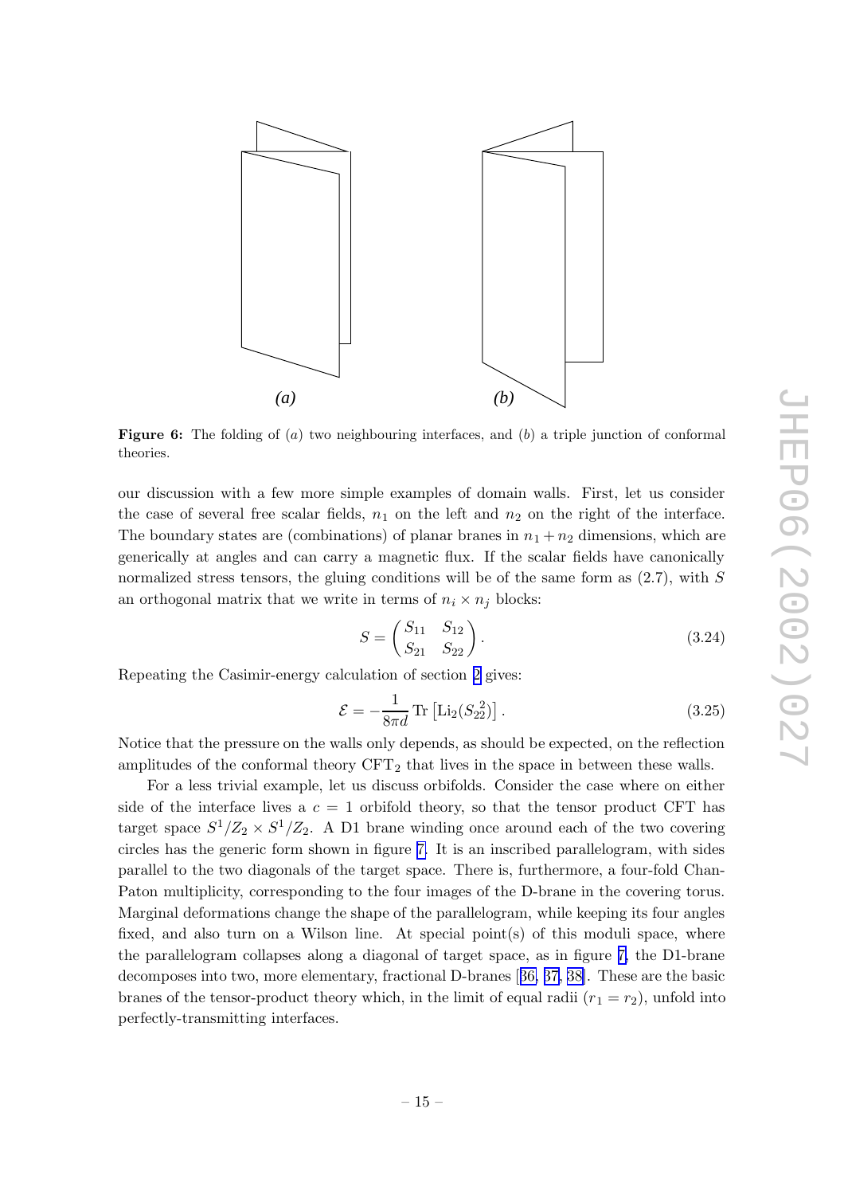**Figure 6:** The folding of $(a)$ two neighbouring interfaces, and $(b)$ a triple junction of conformal theories.

our discussion with a few more simple examples of domain walls. First, let us consider the case of several free scalar fields, $n_1$ on the left and $n_2$ on the right of the interface. The boundary states are (combinations) of planar branes in $n_1 + n_2$ dimensions, which are generically at angles and can carry a magnetic flux. If the scalar fields have canonically normalized stress tensors, the gluing conditions will be of the same form as (2.7), with $S$ an orthogonal matrix that we write in terms of $n_i \times n_j$ blocks:

$$S = \begin{pmatrix} S_{11} & S_{12} \\ S_{21} & S_{22} \end{pmatrix}. \tag{3.24}$$

Repeating the Casimir-energy calculation of section 2 gives:

$$\mathcal{E} = -\frac{1}{8\pi d} \, \mathrm{Tr} \left[ \mathrm{Li}_2(S_{22}^2) \right]. \tag{3.25}$$

Notice that the pressure on the walls only depends, as should be expected, on the reflection amplitudes of the conformal theory $\mathrm{CFT}_2$ that lives in the space in between these walls.

For a less trivial example, let us discuss orbifolds. Consider the case where on either side of the interface lives a $c = 1$ orbifold theory, so that the tensor product CFT has target space $S^1/Z_2 \times S^1/Z_2$. A D1 brane winding once around each of the two covering circles has the generic form shown in figure 7. It is an inscribed parallelogram, with sides parallel to the two diagonals of the target space. There is, furthermore, a four-fold Chan-Paton multiplicity, corresponding to the four images of the D-brane in the covering torus. Marginal deformations change the shape of the parallelogram, while keeping its four angles fixed, and also turn on a Wilson line. At special point(s) of this moduli space, where the parallelogram collapses along a diagonal of target space, as in figure 7, the D1-brane decomposes into two, more elementary, fractional D-branes [36, 37, 38]. These are the basic branes of the tensor-product theory which, in the limit of equal radii ($r_1 = r_2$), unfold into perfectly-transmitting interfaces.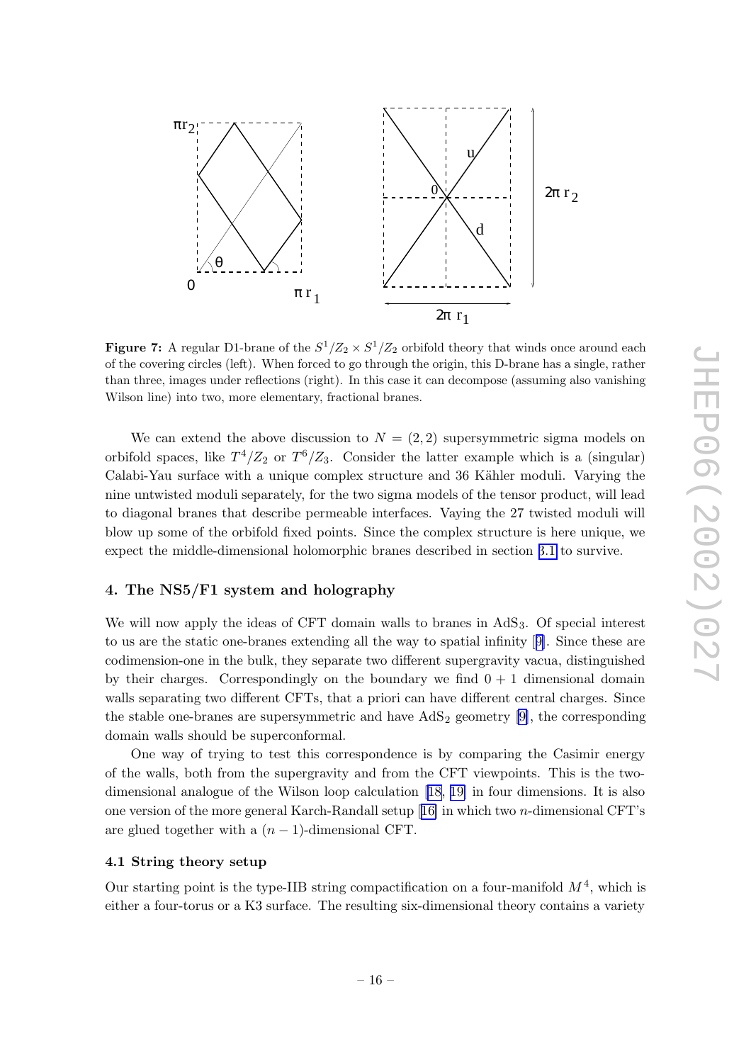**Figure 7:** A regular D1-brane of the $S^1/Z_2 \times S^1/Z_2$ orbifold theory that winds once around each of the covering circles (left). When forced to go through the origin, this D-brane has a single, rather than three, images under reflections (right). In this case it can decompose (assuming also vanishing Wilson line) into two, more elementary, fractional branes.

We can extend the above discussion to $N = (2,2)$ supersymmetric sigma models on orbifold spaces, like $T^4/Z_2$ or $T^6/Z_3$. Consider the latter example which is a (singular) Calabi-Yau surface with a unique complex structure and 36 Kähler moduli. Varying the nine untwisted moduli separately, for the two sigma models of the tensor product, will lead to diagonal branes that describe permeable interfaces. Vaying the 27 twisted moduli will blow up some of the orbifold fixed points. Since the complex structure is here unique, we expect the middle-dimensional holomorphic branes described in section 3.1 to survive.

## 4. The NS5/F1 system and holography

We will now apply the ideas of CFT domain walls to branes in $AdS_3$. Of special interest to us are the static one-branes extending all the way to spatial infinity [9]. Since these are codimension-one in the bulk, they separate two different supergravity vacua, distinguished by their charges. Correspondingly on the boundary we find $0 + 1$ dimensional domain walls separating two different CFTs, that a priori can have different central charges. Since the stable one-branes are supersymmetric and have $AdS_2$ geometry [9], the corresponding domain walls should be superconformal.

One way of trying to test this correspondence is by comparing the Casimir energy of the walls, both from the supergravity and from the CFT viewpoints. This is the two-dimensional analogue of the Wilson loop calculation [18, 19] in four dimensions. It is also one version of the more general Karch-Randall setup [16] in which two $n$-dimensional CFT's are glued together with a $(n-1)$-dimensional CFT.

### 4.1 String theory setup

Our starting point is the type-IIB string compactification on a four-manifold $M^4$, which is either a four-torus or a K3 surface. The resulting six-dimensional theory contains a variety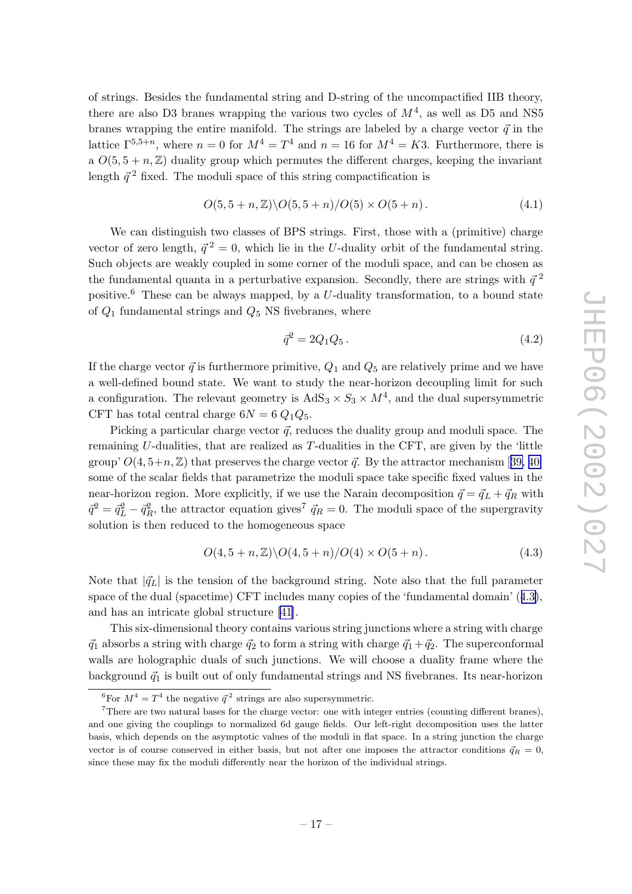of strings. Besides the fundamental string and D-string of the uncompactified IIB theory, there are also D3 branes wrapping the various two cycles of $M^4$, as well as D5 and NS5 branes wrapping the entire manifold. The strings are labeled by a charge vector $\vec{q}$ in the lattice $\Gamma^{5,5+n}$, where $n = 0$ for $M^4 = T^4$ and $n = 16$ for $M^4 = K3$. Furthermore, there is a $O(5, 5 + n, \mathbb{Z})$ duality group which permutes the different charges, keeping the invariant length $\vec{q}^{\,2}$ fixed. The moduli space of this string compactification is

$$O(5, 5 + n, \mathbb{Z})\backslash O(5, 5 + n)/O(5) \times O(5 + n)\,. \tag{4.1}$$

We can distinguish two classes of BPS strings. First, those with a (primitive) charge vector of zero length, $\vec{q}^{\,2} = 0$, which lie in the $U$-duality orbit of the fundamental string. Such objects are weakly coupled in some corner of the moduli space, and can be chosen as the fundamental quanta in a perturbative expansion. Secondly, there are strings with $\vec{q}^{\,2}$ positive.[6] These can be always mapped, by a $U$-duality transformation, to a bound state of $Q_1$ fundamental strings and $Q_5$ NS fivebranes, where

$$\vec{q}^{2} = 2Q_1Q_5\,. \tag{4.2}$$

If the charge vector $\vec{q}$ is furthermore primitive, $Q_1$ and $Q_5$ are relatively prime and we have a well-defined bound state. We want to study the near-horizon decoupling limit for such a configuration. The relevant geometry is $\mathrm{AdS}_3 \times S_3 \times M^4$, and the dual supersymmetric CFT has total central charge $6N = 6\, Q_1Q_5$.

Picking a particular charge vector $\vec{q}$, reduces the duality group and moduli space. The remaining $U$-dualities, that are realized as $T$-dualities in the CFT, are given by the 'little group' $O(4, 5+n, \mathbb{Z})$ that preserves the charge vector $\vec{q}$. By the attractor mechanism [39, 40] some of the scalar fields that parametrize the moduli space take specific fixed values in the near-horizon region. More explicitly, if we use the Narain decomposition $\vec{q} = \vec{q}_L + \vec{q}_R$ with $\vec{q}^{2} = \vec{q}_L^{2} - \vec{q}_R^{2}$, the attractor equation gives[7] $\vec{q}_R = 0$. The moduli space of the supergravity solution is then reduced to the homogeneous space

$$O(4, 5 + n, \mathbb{Z})\backslash O(4, 5 + n)/O(4) \times O(5 + n)\,. \tag{4.3}$$

Note that $|\vec{q}_L|$ is the tension of the background string. Note also that the full parameter space of the dual (spacetime) CFT includes many copies of the 'fundamental domain' (4.3), and has an intricate global structure [41].

This six-dimensional theory contains various string junctions where a string with charge $\vec{q}_1$ absorbs a string with charge $\vec{q}_2$ to form a string with charge $\vec{q}_1 + \vec{q}_2$. The superconformal walls are holographic duals of such junctions. We will choose a duality frame where the background $\vec{q}_1$ is built out of only fundamental strings and NS fivebranes. Its near-horizon

[6] For $M^4 = T^4$ the negative $\vec{q}^{\,2}$ strings are also supersymmetric.

[7] There are two natural bases for the charge vector: one with integer entries (counting different branes), and one giving the couplings to normalized 6d gauge fields. Our left-right decomposition uses the latter basis, which depends on the asymptotic values of the moduli in flat space. In a string junction the charge vector is of course conserved in either basis, but not after one imposes the attractor conditions $\vec{q}_R = 0$, since these may fix the moduli differently near the horizon of the individual strings.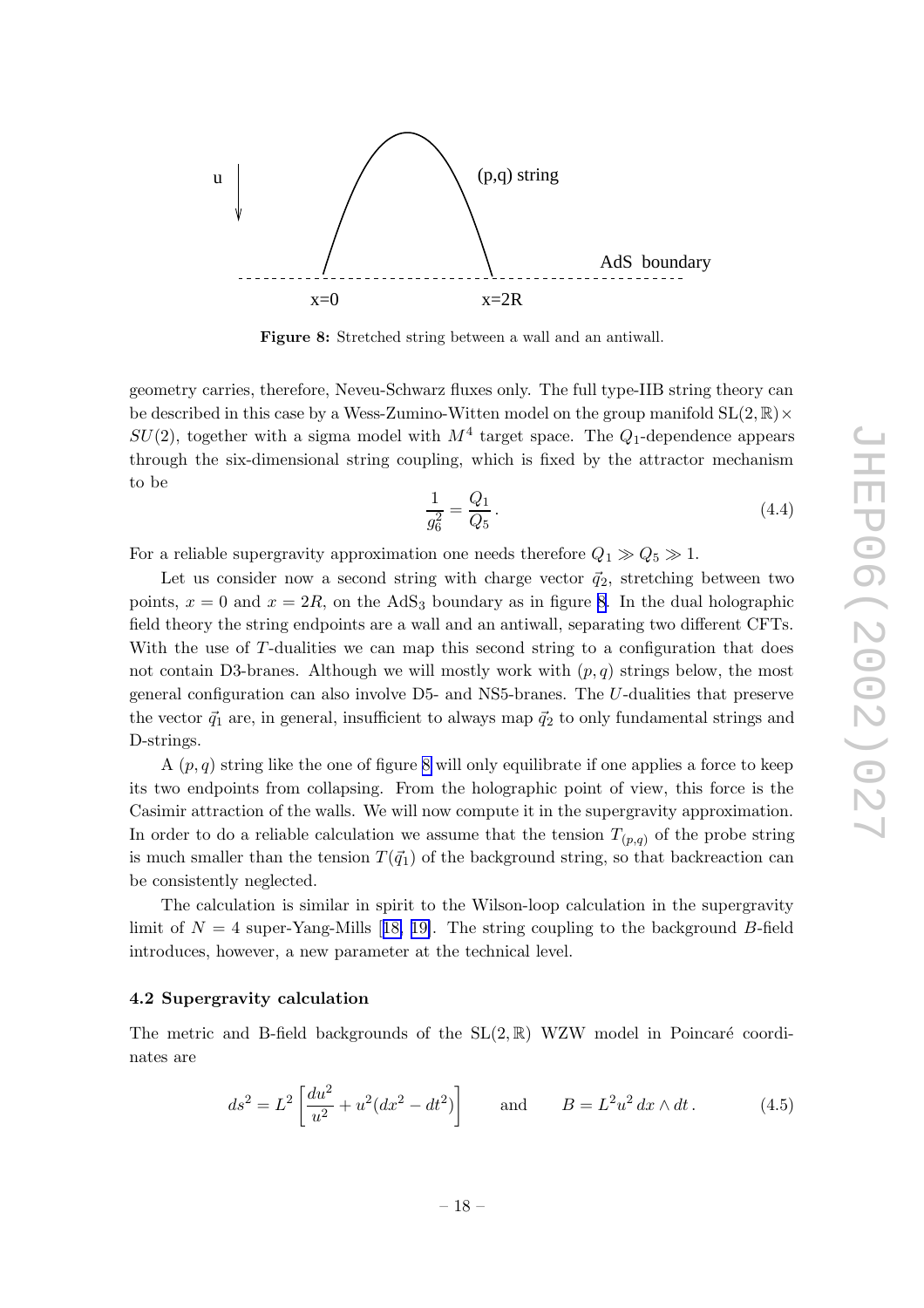**Figure 8:** Stretched string between a wall and an antiwall.

geometry carries, therefore, Neveu-Schwarz fluxes only. The full type-IIB string theory can be described in this case by a Wess-Zumino-Witten model on the group manifold $\mathrm{SL}(2,\mathbb{R}) \times SU(2)$, together with a sigma model with $M^4$ target space. The $Q_1$-dependence appears through the six-dimensional string coupling, which is fixed by the attractor mechanism to be

$$\frac{1}{g_6^2} = \frac{Q_1}{Q_5}\,. \tag{4.4}$$

For a reliable supergravity approximation one needs therefore $Q_1 \gg Q_5 \gg 1$.

Let us consider now a second string with charge vector $\vec{q}_2$, stretching between two points, $x = 0$ and $x = 2R$, on the $\mathrm{AdS}_3$ boundary as in figure 8. In the dual holographic field theory the string endpoints are a wall and an antiwall, separating two different CFTs. With the use of $T$-dualities we can map this second string to a configuration that does not contain D3-branes. Although we will mostly work with $(p,q)$ strings below, the most general configuration can also involve D5- and NS5-branes. The $U$-dualities that preserve the vector $\vec{q}_1$ are, in general, insufficient to always map $\vec{q}_2$ to only fundamental strings and D-strings.

A $(p,q)$ string like the one of figure 8 will only equilibrate if one applies a force to keep its two endpoints from collapsing. From the holographic point of view, this force is the Casimir attraction of the walls. We will now compute it in the supergravity approximation. In order to do a reliable calculation we assume that the tension $T_{(p,q)}$ of the probe string is much smaller than the tension $T(\vec{q}_1)$ of the background string, so that backreaction can be consistently neglected.

The calculation is similar in spirit to the Wilson-loop calculation in the supergravity limit of $N = 4$ super-Yang-Mills [18, 19]. The string coupling to the background $B$-field introduces, however, a new parameter at the technical level.

### 4.2 Supergravity calculation

The metric and B-field backgrounds of the $\mathrm{SL}(2,\mathbb{R})$ WZW model in Poincaré coordinates are

$$ds^2 = L^2 \left[ \frac{du^2}{u^2} + u^2(dx^2 - dt^2) \right] \qquad \text{and} \qquad B = L^2 u^2 \, dx \wedge dt\,. \tag{4.5}$$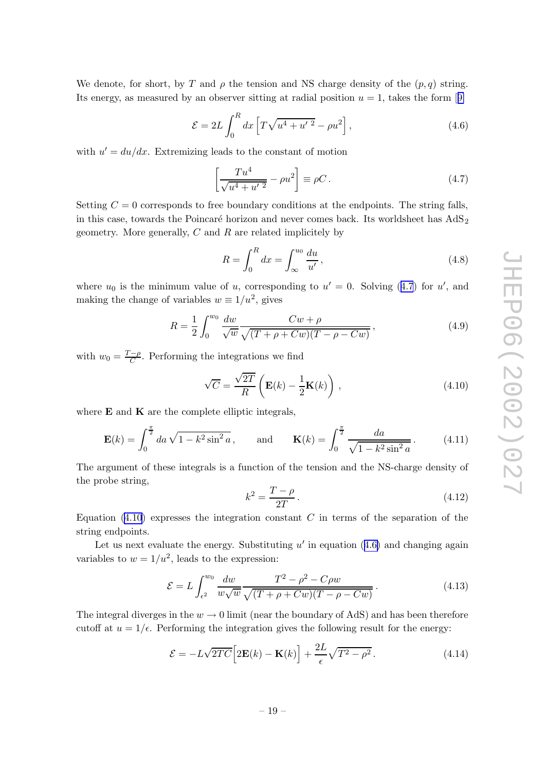We denote, for short, by $T$ and $\rho$ the tension and NS charge density of the $(p,q)$ string. Its energy, as measured by an observer sitting at radial position $u=1$, takes the form [9]

$$\mathcal{E} = 2L\int_0^R dx\left[T\sqrt{u^4+u'^{\,2}} - \rho u^2\right], \tag{4.6}$$

with $u' = du/dx$. Extremizing leads to the constant of motion

$$\left[\frac{Tu^4}{\sqrt{u^4+u'^{\,2}}} - \rho u^2\right] \equiv \rho C\,. \tag{4.7}$$

Setting $C=0$ corresponds to free boundary conditions at the endpoints. The string falls, in this case, towards the Poincaré horizon and never comes back. Its worldsheet has $\mathrm{AdS}_2$ geometry. More generally, $C$ and $R$ are related implicitely by

$$R = \int_0^R dx = \int_\infty^{u_0}\frac{du}{u'}\,, \tag{4.8}$$

where $u_0$ is the minimum value of $u$, corresponding to $u'=0$. Solving (4.7) for $u'$, and making the change of variables $w \equiv 1/u^2$, gives

$$R = \frac{1}{2}\int_0^{w_0}\frac{dw}{\sqrt{w}}\frac{Cw+\rho}{\sqrt{(T+\rho+Cw)(T-\rho-Cw)}}\,, \tag{4.9}$$

with $w_0 = \frac{T-\rho}{C}$. Performing the integrations we find

$$\sqrt{C} = \frac{\sqrt{2T}}{R}\left(\mathbf{E}(k) - \frac{1}{2}\mathbf{K}(k)\right)\,, \tag{4.10}$$

where $\mathbf{E}$ and $\mathbf{K}$ are the complete elliptic integrals,

$$\mathbf{E}(k) = \int_0^{\frac{\pi}{2}} da\,\sqrt{1-k^2\sin^2 a}\,, \qquad \text{and} \qquad \mathbf{K}(k) = \int_0^{\frac{\pi}{2}}\frac{da}{\sqrt{1-k^2\sin^2 a}}\,. \tag{4.11}$$

The argument of these integrals is a function of the tension and the NS-charge density of the probe string,

$$k^2 = \frac{T-\rho}{2T}\,. \tag{4.12}$$

Equation (4.10) expresses the integration constant $C$ in terms of the separation of the string endpoints.

Let us next evaluate the energy. Substituting $u'$ in equation (4.6) and changing again variables to $w = 1/u^2$, leads to the expression:

$$\mathcal{E} = L\int_{\epsilon^2}^{w_0}\frac{dw}{w\sqrt{w}}\frac{T^2-\rho^2-C\rho w}{\sqrt{(T+\rho+Cw)(T-\rho-Cw)}}\,. \tag{4.13}$$

The integral diverges in the $w\to 0$ limit (near the boundary of AdS) and has been therefore cutoff at $u = 1/\epsilon$. Performing the integration gives the following result for the energy:

$$\mathcal{E} = -L\sqrt{2TC}\Big[2\mathbf{E}(k) - \mathbf{K}(k)\Big] + \frac{2L}{\epsilon}\sqrt{T^2-\rho^2}\,. \tag{4.14}$$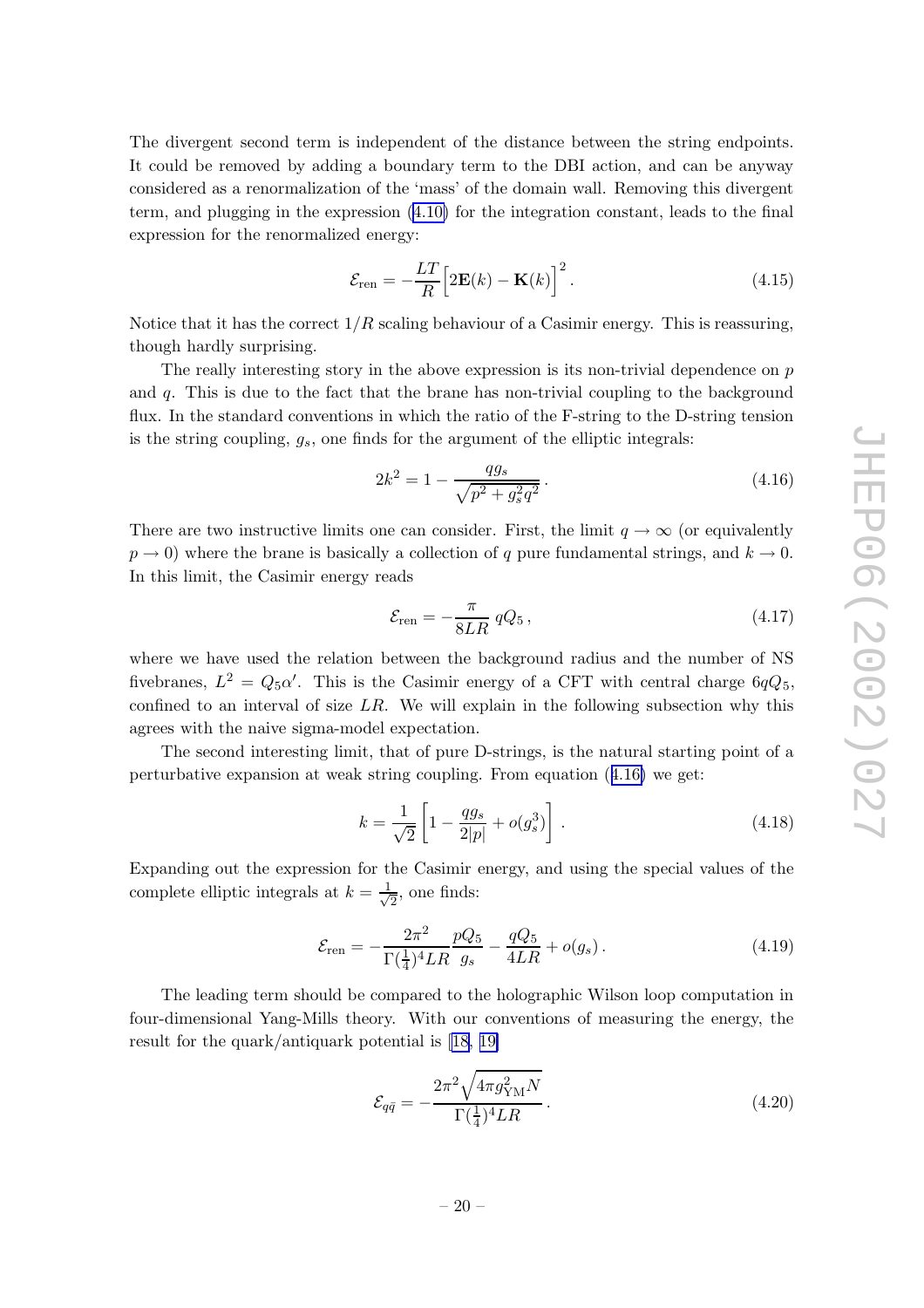The divergent second term is independent of the distance between the string endpoints. It could be removed by adding a boundary term to the DBI action, and can be anyway considered as a renormalization of the 'mass' of the domain wall. Removing this divergent term, and plugging in the expression (4.10) for the integration constant, leads to the final expression for the renormalized energy:

$$\mathcal{E}_{\rm ren} = -\frac{LT}{R}\Big[2\mathbf{E}(k) - \mathbf{K}(k)\Big]^2 . \tag{4.15}$$

Notice that it has the correct $1/R$ scaling behaviour of a Casimir energy. This is reassuring, though hardly surprising.

The really interesting story in the above expression is its non-trivial dependence on $p$ and $q$. This is due to the fact that the brane has non-trivial coupling to the background flux. In the standard conventions in which the ratio of the F-string to the D-string tension is the string coupling, $g_s$, one finds for the argument of the elliptic integrals:

$$2k^2 = 1 - \frac{qg_s}{\sqrt{p^2 + g_s^2 q^2}} . \tag{4.16}$$

There are two instructive limits one can consider. First, the limit $q \to \infty$ (or equivalently $p \to 0$) where the brane is basically a collection of $q$ pure fundamental strings, and $k \to 0$. In this limit, the Casimir energy reads

$$\mathcal{E}_{\rm ren} = -\frac{\pi}{8LR}\, qQ_5 , \tag{4.17}$$

where we have used the relation between the background radius and the number of NS fivebranes, $L^2 = Q_5\alpha'$. This is the Casimir energy of a CFT with central charge $6qQ_5$, confined to an interval of size $LR$. We will explain in the following subsection why this agrees with the naive sigma-model expectation.

The second interesting limit, that of pure D-strings, is the natural starting point of a perturbative expansion at weak string coupling. From equation (4.16) we get:

$$k = \frac{1}{\sqrt{2}}\left[1 - \frac{qg_s}{2|p|} + o(g_s^3)\right] . \tag{4.18}$$

Expanding out the expression for the Casimir energy, and using the special values of the complete elliptic integrals at $k = \frac{1}{\sqrt{2}}$, one finds:

$$\mathcal{E}_{\rm ren} = -\frac{2\pi^2}{\Gamma(\frac{1}{4})^4 LR}\frac{pQ_5}{g_s} - \frac{qQ_5}{4LR} + o(g_s) . \tag{4.19}$$

The leading term should be compared to the holographic Wilson loop computation in four-dimensional Yang-Mills theory. With our conventions of measuring the energy, the result for the quark/antiquark potential is [18, 19]

$$\mathcal{E}_{q\bar{q}} = -\frac{2\pi^2\sqrt{4\pi g_{\rm YM}^2 N}}{\Gamma(\frac{1}{4})^4 LR} . \tag{4.20}$$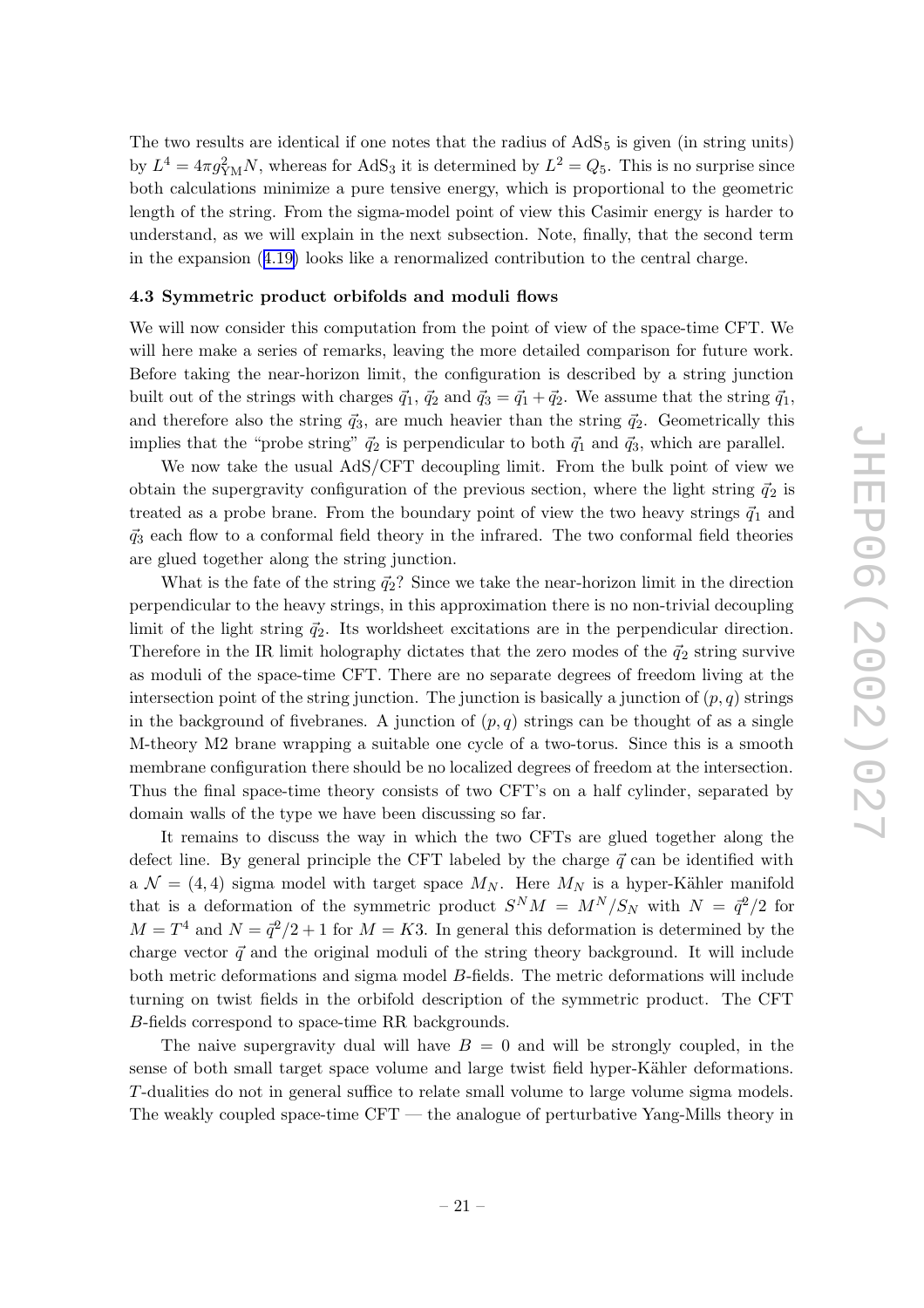The two results are identical if one notes that the radius of $\mathrm{AdS}_5$ is given (in string units) by $L^4 = 4\pi g_{\mathrm{YM}}^2 N$, whereas for $\mathrm{AdS}_3$ it is determined by $L^2 = Q_5$. This is no surprise since both calculations minimize a pure tensive energy, which is proportional to the geometric length of the string. From the sigma-model point of view this Casimir energy is harder to understand, as we will explain in the next subsection. Note, finally, that the second term in the expansion (4.19) looks like a renormalized contribution to the central charge.

### 4.3 Symmetric product orbifolds and moduli flows

We will now consider this computation from the point of view of the space-time CFT. We will here make a series of remarks, leaving the more detailed comparison for future work. Before taking the near-horizon limit, the configuration is described by a string junction built out of the strings with charges $\vec{q}_1$, $\vec{q}_2$ and $\vec{q}_3 = \vec{q}_1 + \vec{q}_2$. We assume that the string $\vec{q}_1$, and therefore also the string $\vec{q}_3$, are much heavier than the string $\vec{q}_2$. Geometrically this implies that the "probe string" $\vec{q}_2$ is perpendicular to both $\vec{q}_1$ and $\vec{q}_3$, which are parallel.

We now take the usual AdS/CFT decoupling limit. From the bulk point of view we obtain the supergravity configuration of the previous section, where the light string $\vec{q}_2$ is treated as a probe brane. From the boundary point of view the two heavy strings $\vec{q}_1$ and $\vec{q}_3$ each flow to a conformal field theory in the infrared. The two conformal field theories are glued together along the string junction.

What is the fate of the string $\vec{q}_2$? Since we take the near-horizon limit in the direction perpendicular to the heavy strings, in this approximation there is no non-trivial decoupling limit of the light string $\vec{q}_2$. Its worldsheet excitations are in the perpendicular direction. Therefore in the IR limit holography dictates that the zero modes of the $\vec{q}_2$ string survive as moduli of the space-time CFT. There are no separate degrees of freedom living at the intersection point of the string junction. The junction is basically a junction of $(p,q)$ strings in the background of fivebranes. A junction of $(p,q)$ strings can be thought of as a single M-theory M2 brane wrapping a suitable one cycle of a two-torus. Since this is a smooth membrane configuration there should be no localized degrees of freedom at the intersection. Thus the final space-time theory consists of two CFT's on a half cylinder, separated by domain walls of the type we have been discussing so far.

It remains to discuss the way in which the two CFTs are glued together along the defect line. By general principle the CFT labeled by the charge $\vec{q}$ can be identified with a $\mathcal{N} = (4,4)$ sigma model with target space $M_N$. Here $M_N$ is a hyper-Kähler manifold that is a deformation of the symmetric product $S^N M = M^N/S_N$ with $N = \vec{q}^2/2$ for $M = T^4$ and $N = \vec{q}^2/2 + 1$ for $M = K3$. In general this deformation is determined by the charge vector $\vec{q}$ and the original moduli of the string theory background. It will include both metric deformations and sigma model $B$-fields. The metric deformations will include turning on twist fields in the orbifold description of the symmetric product. The CFT $B$-fields correspond to space-time RR backgrounds.

The naive supergravity dual will have $B = 0$ and will be strongly coupled, in the sense of both small target space volume and large twist field hyper-Kähler deformations. $T$-dualities do not in general suffice to relate small volume to large volume sigma models. The weakly coupled space-time CFT — the analogue of perturbative Yang-Mills theory in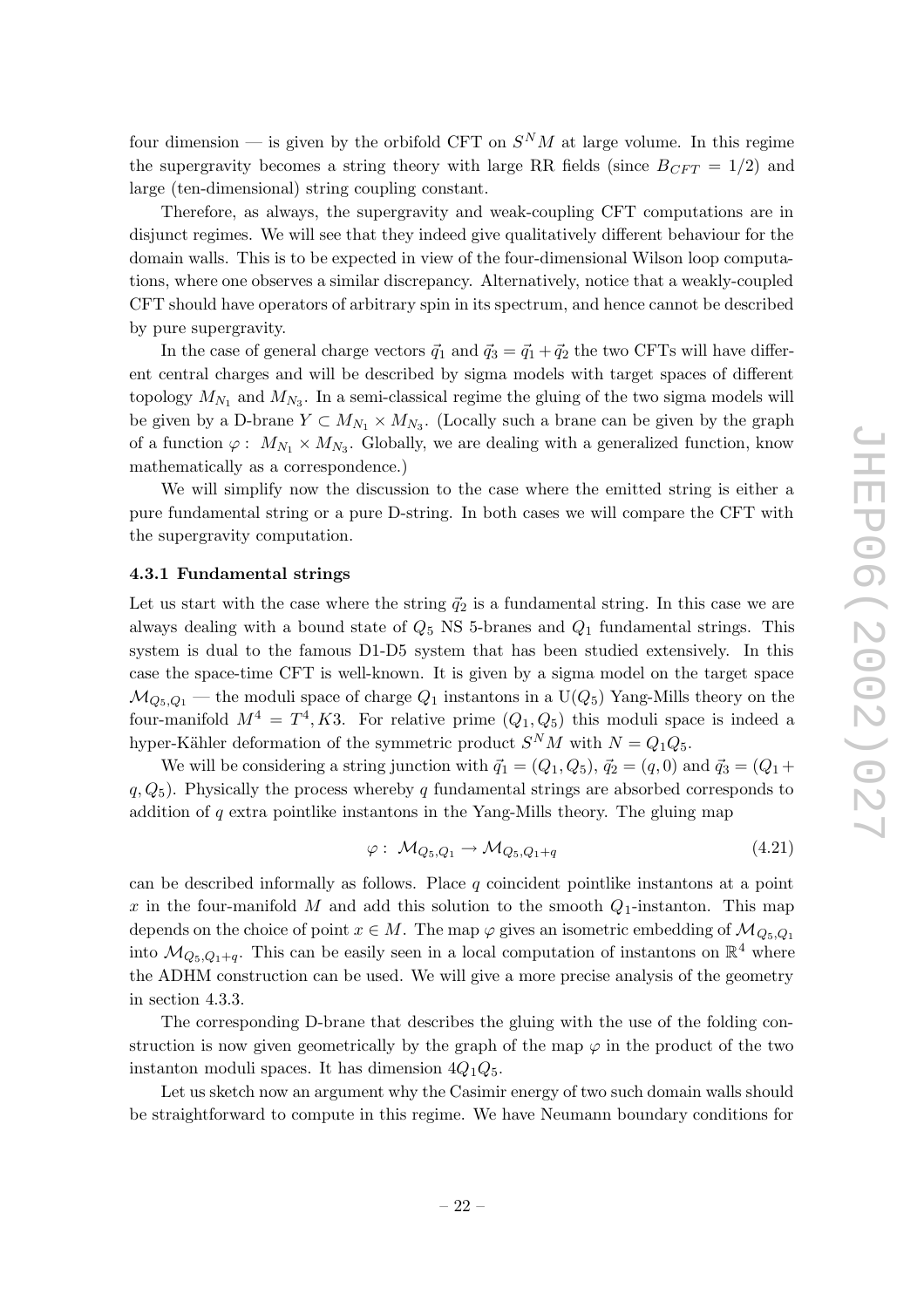four dimension — is given by the orbifold CFT on $S^N M$ at large volume. In this regime the supergravity becomes a string theory with large RR fields (since $B_{CFT} = 1/2$) and large (ten-dimensional) string coupling constant.

Therefore, as always, the supergravity and weak-coupling CFT computations are in disjunct regimes. We will see that they indeed give qualitatively different behaviour for the domain walls. This is to be expected in view of the four-dimensional Wilson loop computations, where one observes a similar discrepancy. Alternatively, notice that a weakly-coupled CFT should have operators of arbitrary spin in its spectrum, and hence cannot be described by pure supergravity.

In the case of general charge vectors $\vec{q}_1$ and $\vec{q}_3 = \vec{q}_1 + \vec{q}_2$ the two CFTs will have different central charges and will be described by sigma models with target spaces of different topology $M_{N_1}$ and $M_{N_3}$. In a semi-classical regime the gluing of the two sigma models will be given by a D-brane $Y \subset M_{N_1} \times M_{N_3}$. (Locally such a brane can be given by the graph of a function $\varphi: \ M_{N_1} \times M_{N_3}$. Globally, we are dealing with a generalized function, know mathematically as a correspondence.)

We will simplify now the discussion to the case where the emitted string is either a pure fundamental string or a pure D-string. In both cases we will compare the CFT with the supergravity computation.

### 4.3.1 Fundamental strings

Let us start with the case where the string $\vec{q}_2$ is a fundamental string. In this case we are always dealing with a bound state of $Q_5$ NS 5-branes and $Q_1$ fundamental strings. This system is dual to the famous D1-D5 system that has been studied extensively. In this case the space-time CFT is well-known. It is given by a sigma model on the target space $\mathcal{M}_{Q_5,Q_1}$ — the moduli space of charge $Q_1$ instantons in a $\mathrm{U}(Q_5)$ Yang-Mills theory on the four-manifold $M^4 = T^4, K3$. For relative prime $(Q_1, Q_5)$ this moduli space is indeed a hyper-Kähler deformation of the symmetric product $S^N M$ with $N = Q_1 Q_5$.

We will be considering a string junction with $\vec{q}_1 = (Q_1, Q_5)$, $\vec{q}_2 = (q, 0)$ and $\vec{q}_3 = (Q_1 + q, Q_5)$. Physically the process whereby $q$ fundamental strings are absorbed corresponds to addition of $q$ extra pointlike instantons in the Yang-Mills theory. The gluing map

$$\varphi: \ \mathcal{M}_{Q_5,Q_1} \to \mathcal{M}_{Q_5,Q_1+q} \tag{4.21}$$

can be described informally as follows. Place $q$ coincident pointlike instantons at a point $x$ in the four-manifold $M$ and add this solution to the smooth $Q_1$-instanton. This map depends on the choice of point $x \in M$. The map $\varphi$ gives an isometric embedding of $\mathcal{M}_{Q_5,Q_1}$ into $\mathcal{M}_{Q_5,Q_1+q}$. This can be easily seen in a local computation of instantons on $\mathbb{R}^4$ where the ADHM construction can be used. We will give a more precise analysis of the geometry in section 4.3.3.

The corresponding D-brane that describes the gluing with the use of the folding construction is now given geometrically by the graph of the map $\varphi$ in the product of the two instanton moduli spaces. It has dimension $4Q_1Q_5$.

Let us sketch now an argument why the Casimir energy of two such domain walls should be straightforward to compute in this regime. We have Neumann boundary conditions for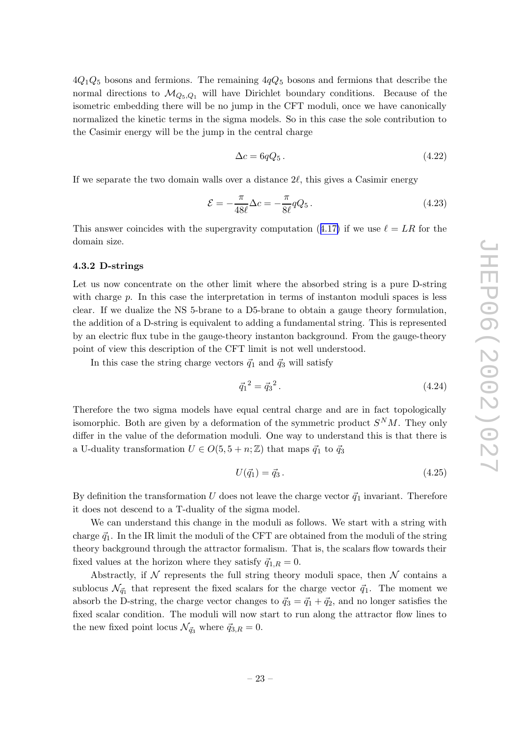$4Q_1Q_5$ bosons and fermions. The remaining $4qQ_5$ bosons and fermions that describe the normal directions to $\mathcal{M}_{Q_5,Q_1}$ will have Dirichlet boundary conditions. Because of the isometric embedding there will be no jump in the CFT moduli, once we have canonically normalized the kinetic terms in the sigma models. So in this case the sole contribution to the Casimir energy will be the jump in the central charge

$$\Delta c = 6qQ_5\,. \tag{4.22}$$

If we separate the two domain walls over a distance $2\ell$, this gives a Casimir energy

$$\mathcal{E} = -\frac{\pi}{48\ell}\Delta c = -\frac{\pi}{8\ell}qQ_5\,. \tag{4.23}$$

This answer coincides with the supergravity computation (4.17) if we use $\ell = LR$ for the domain size.

### 4.3.2 D-strings

Let us now concentrate on the other limit where the absorbed string is a pure D-string with charge $p$. In this case the interpretation in terms of instanton moduli spaces is less clear. If we dualize the NS 5-brane to a D5-brane to obtain a gauge theory formulation, the addition of a D-string is equivalent to adding a fundamental string. This is represented by an electric flux tube in the gauge-theory instanton background. From the gauge-theory point of view this description of the CFT limit is not well understood.

In this case the string charge vectors $\vec{q}_1$ and $\vec{q}_3$ will satisfy

$$\vec{q}_1^{\,2} = \vec{q}_3^{\,2}\,. \tag{4.24}$$

Therefore the two sigma models have equal central charge and are in fact topologically isomorphic. Both are given by a deformation of the symmetric product $S^N M$. They only differ in the value of the deformation moduli. One way to understand this is that there is a U-duality transformation $U \in O(5, 5+n;\mathbb{Z})$ that maps $\vec{q}_1$ to $\vec{q}_3$

$$U(\vec{q}_1) = \vec{q}_3\,. \tag{4.25}$$

By definition the transformation $U$ does not leave the charge vector $\vec{q}_1$ invariant. Therefore it does not descend to a T-duality of the sigma model.

We can understand this change in the moduli as follows. We start with a string with charge $\vec{q}_1$. In the IR limit the moduli of the CFT are obtained from the moduli of the string theory background through the attractor formalism. That is, the scalars flow towards their fixed values at the horizon where they satisfy $\vec{q}_{1,R} = 0$.

Abstractly, if $\mathcal{N}$ represents the full string theory moduli space, then $\mathcal{N}$ contains a sublocus $\mathcal{N}_{\vec{q}_1}$ that represent the fixed scalars for the charge vector $\vec{q}_1$. The moment we absorb the D-string, the charge vector changes to $\vec{q}_3 = \vec{q}_1 + \vec{q}_2$, and no longer satisfies the fixed scalar condition. The moduli will now start to run along the attractor flow lines to the new fixed point locus $\mathcal{N}_{\vec{q}_3}$ where $\vec{q}_{3,R} = 0$.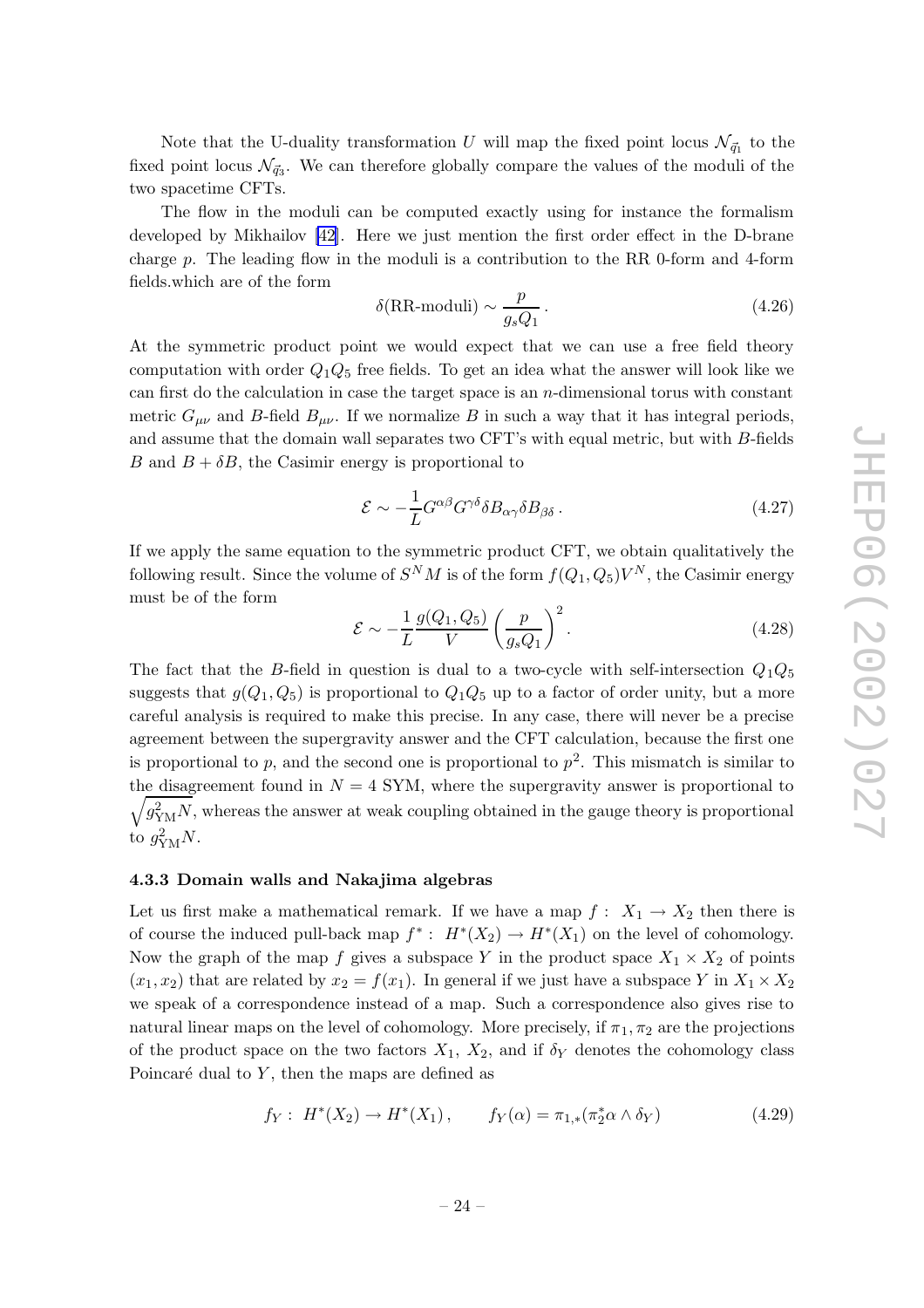Note that the U-duality transformation $U$ will map the fixed point locus $\mathcal{N}_{\vec{q}_1}$ to the fixed point locus $\mathcal{N}_{\vec{q}_3}$. We can therefore globally compare the values of the moduli of the two spacetime CFTs.

The flow in the moduli can be computed exactly using for instance the formalism developed by Mikhailov [42]. Here we just mention the first order effect in the D-brane charge $p$. The leading flow in the moduli is a contribution to the RR 0-form and 4-form fields.which are of the form

$$\delta(\text{RR-moduli}) \sim \frac{p}{g_s Q_1} \,. \tag{4.26}$$

At the symmetric product point we would expect that we can use a free field theory computation with order $Q_1 Q_5$ free fields. To get an idea what the answer will look like we can first do the calculation in case the target space is an $n$-dimensional torus with constant metric $G_{\mu\nu}$ and $B$-field $B_{\mu\nu}$. If we normalize $B$ in such a way that it has integral periods, and assume that the domain wall separates two CFT's with equal metric, but with $B$-fields $B$ and $B + \delta B$, the Casimir energy is proportional to

$$\mathcal{E} \sim -\frac{1}{L} G^{\alpha\beta} G^{\gamma\delta} \delta B_{\alpha\gamma} \delta B_{\beta\delta} \,. \tag{4.27}$$

If we apply the same equation to the symmetric product CFT, we obtain qualitatively the following result. Since the volume of $S^N M$ is of the form $f(Q_1, Q_5) V^N$, the Casimir energy must be of the form

$$\mathcal{E} \sim -\frac{1}{L} \frac{g(Q_1, Q_5)}{V} \left( \frac{p}{g_s Q_1} \right)^2 . \tag{4.28}$$

The fact that the $B$-field in question is dual to a two-cycle with self-intersection $Q_1 Q_5$ suggests that $g(Q_1, Q_5)$ is proportional to $Q_1 Q_5$ up to a factor of order unity, but a more careful analysis is required to make this precise. In any case, there will never be a precise agreement between the supergravity answer and the CFT calculation, because the first one is proportional to $p$, and the second one is proportional to $p^2$. This mismatch is similar to the disagreement found in $N = 4$ SYM, where the supergravity answer is proportional to $\sqrt{g_{\text{YM}}^2 N}$, whereas the answer at weak coupling obtained in the gauge theory is proportional to $g_{\text{YM}}^2 N$.

### 4.3.3 Domain walls and Nakajima algebras

Let us first make a mathematical remark. If we have a map $f: \ X_1 \to X_2$ then there is of course the induced pull-back map $f^*: \ H^*(X_2) \to H^*(X_1)$ on the level of cohomology. Now the graph of the map $f$ gives a subspace $Y$ in the product space $X_1 \times X_2$ of points $(x_1, x_2)$ that are related by $x_2 = f(x_1)$. In general if we just have a subspace $Y$ in $X_1 \times X_2$ we speak of a correspondence instead of a map. Such a correspondence also gives rise to natural linear maps on the level of cohomology. More precisely, if $\pi_1, \pi_2$ are the projections of the product space on the two factors $X_1$, $X_2$, and if $\delta_Y$ denotes the cohomology class Poincaré dual to $Y$, then the maps are defined as

$$f_Y: \ H^*(X_2) \to H^*(X_1) \,, \qquad f_Y(\alpha) = \pi_{1,*}(\pi_2^* \alpha \wedge \delta_Y) \tag{4.29}$$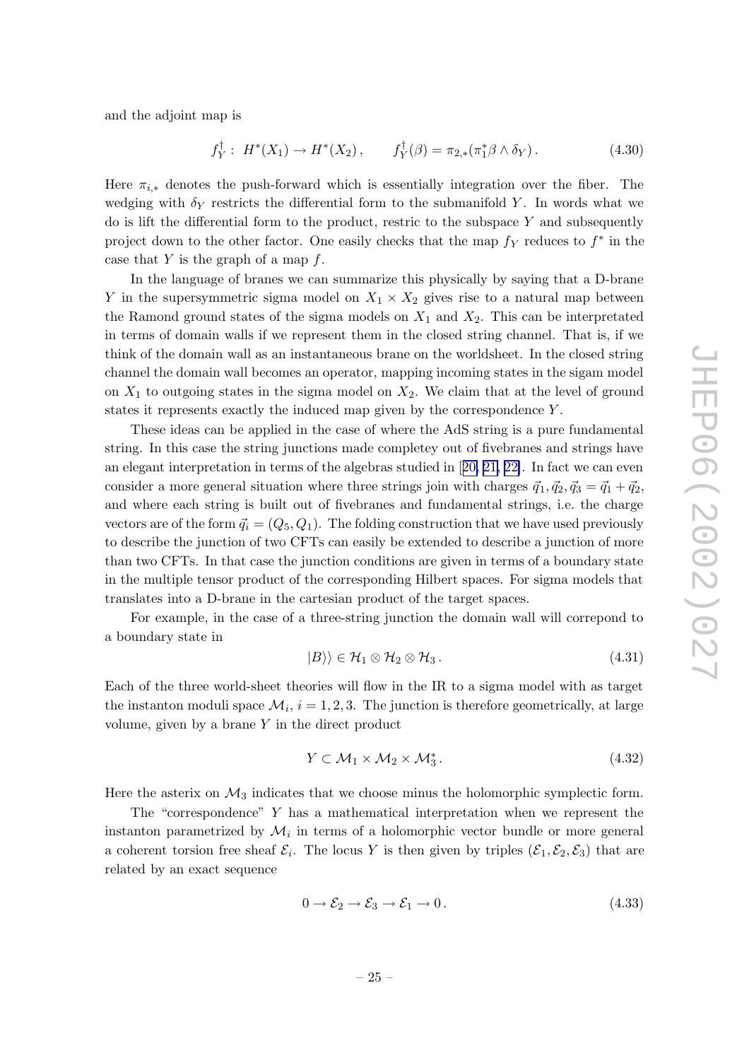and the adjoint map is

$$f_Y^\dagger : \ H^*(X_1) \to H^*(X_2) , \qquad f_Y^\dagger(\beta) = \pi_{2,*}(\pi_1^*\beta \wedge \delta_Y) . \tag{4.30}$$

Here $\pi_{i,*}$ denotes the push-forward which is essentially integration over the fiber. The wedging with $\delta_Y$ restricts the differential form to the submanifold $Y$. In words what we do is lift the differential form to the product, restric to the subspace $Y$ and subsequently project down to the other factor. One easily checks that the map $f_Y$ reduces to $f^*$ in the case that $Y$ is the graph of a map $f$.

In the language of branes we can summarize this physically by saying that a D-brane $Y$ in the supersymmetric sigma model on $X_1 \times X_2$ gives rise to a natural map between the Ramond ground states of the sigma models on $X_1$ and $X_2$. This can be interpretated in terms of domain walls if we represent them in the closed string channel. That is, if we think of the domain wall as an instantaneous brane on the worldsheet. In the closed string channel the domain wall becomes an operator, mapping incoming states in the sigam model on $X_1$ to outgoing states in the sigma model on $X_2$. We claim that at the level of ground states it represents exactly the induced map given by the correspondence $Y$.

These ideas can be applied in the case of where the AdS string is a pure fundamental string. In this case the string junctions made completey out of fivebranes and strings have an elegant interpretation in terms of the algebras studied in [20, 21, 22]. In fact we can even consider a more general situation where three strings join with charges $\vec{q}_1, \vec{q}_2, \vec{q}_3 = \vec{q}_1 + \vec{q}_2$, and where each string is built out of fivebranes and fundamental strings, i.e. the charge vectors are of the form $\vec{q}_i = (Q_5, Q_1)$. The folding construction that we have used previously to describe the junction of two CFTs can easily be extended to describe a junction of more than two CFTs. In that case the junction conditions are given in terms of a boundary state in the multiple tensor product of the corresponding Hilbert spaces. For sigma models that translates into a D-brane in the cartesian product of the target spaces.

For example, in the case of a three-string junction the domain wall will correpond to a boundary state in

$$|B\rangle\rangle \in \mathcal{H}_1 \otimes \mathcal{H}_2 \otimes \mathcal{H}_3 . \tag{4.31}$$

Each of the three world-sheet theories will flow in the IR to a sigma model with as target the instanton moduli space $\mathcal{M}_i$, $i = 1, 2, 3$. The junction is therefore geometrically, at large volume, given by a brane $Y$ in the direct product

$$Y \subset \mathcal{M}_1 \times \mathcal{M}_2 \times \mathcal{M}_3^* . \tag{4.32}$$

Here the asterix on $\mathcal{M}_3$ indicates that we choose minus the holomorphic symplectic form.

The "correspondence" $Y$ has a mathematical interpretation when we represent the instanton parametrized by $\mathcal{M}_i$ in terms of a holomorphic vector bundle or more general a coherent torsion free sheaf $\mathcal{E}_i$. The locus $Y$ is then given by triples $(\mathcal{E}_1, \mathcal{E}_2, \mathcal{E}_3)$ that are related by an exact sequence

$$0 \to \mathcal{E}_2 \to \mathcal{E}_3 \to \mathcal{E}_1 \to 0 . \tag{4.33}$$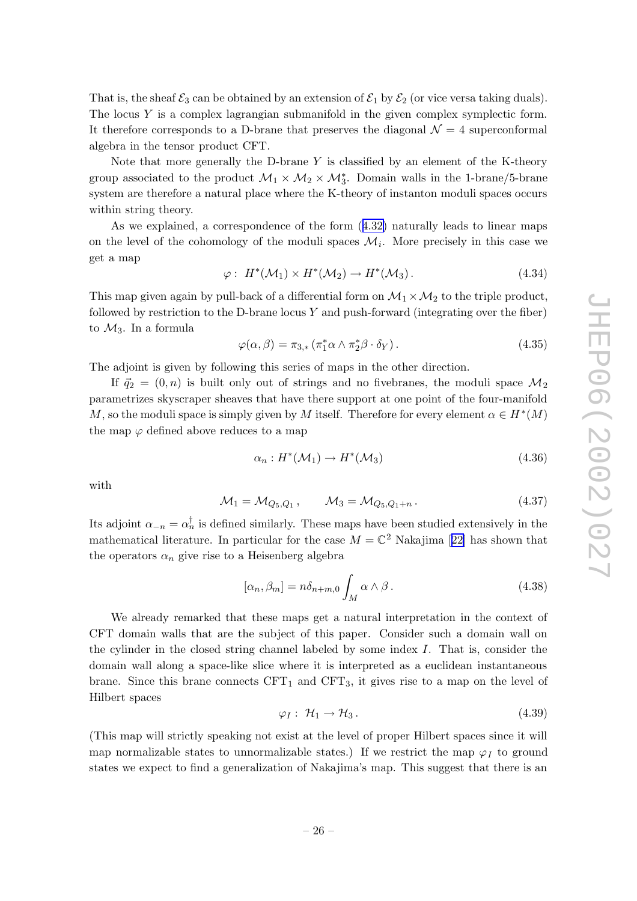That is, the sheaf $\mathcal{E}_3$ can be obtained by an extension of $\mathcal{E}_1$ by $\mathcal{E}_2$ (or vice versa taking duals). The locus $Y$ is a complex lagrangian submanifold in the given complex symplectic form. It therefore corresponds to a D-brane that preserves the diagonal $\mathcal{N} = 4$ superconformal algebra in the tensor product CFT.

Note that more generally the D-brane $Y$ is classified by an element of the K-theory group associated to the product $\mathcal{M}_1 \times \mathcal{M}_2 \times \mathcal{M}_3^*$. Domain walls in the 1-brane/5-brane system are therefore a natural place where the K-theory of instanton moduli spaces occurs within string theory.

As we explained, a correspondence of the form (4.32) naturally leads to linear maps on the level of the cohomology of the moduli spaces $\mathcal{M}_i$. More precisely in this case we get a map

$$\varphi : \; H^*(\mathcal{M}_1) \times H^*(\mathcal{M}_2) \to H^*(\mathcal{M}_3)\,. \tag{4.34}$$

This map given again by pull-back of a differential form on $\mathcal{M}_1 \times \mathcal{M}_2$ to the triple product, followed by restriction to the D-brane locus $Y$ and push-forward (integrating over the fiber) to $\mathcal{M}_3$. In a formula

$$\varphi(\alpha, \beta) = \pi_{3,*}\left(\pi_1^*\alpha \wedge \pi_2^*\beta \cdot \delta_Y\right). \tag{4.35}$$

The adjoint is given by following this series of maps in the other direction.

If $\vec{q}_2 = (0, n)$ is built only out of strings and no fivebranes, the moduli space $\mathcal{M}_2$ parametrizes skyscraper sheaves that have there support at one point of the four-manifold $M$, so the moduli space is simply given by $M$ itself. Therefore for every element $\alpha \in H^*(M)$ the map $\varphi$ defined above reduces to a map

$$\alpha_n : H^*(\mathcal{M}_1) \to H^*(\mathcal{M}_3) \tag{4.36}$$

with

$$\mathcal{M}_1 = \mathcal{M}_{Q_5,Q_1}\,, \qquad \mathcal{M}_3 = \mathcal{M}_{Q_5,Q_1+n}\,. \tag{4.37}$$

Its adjoint $\alpha_{-n} = \alpha_n^\dagger$ is defined similarly. These maps have been studied extensively in the mathematical literature. In particular for the case $M = \mathbb{C}^2$ Nakajima [22] has shown that the operators $\alpha_n$ give rise to a Heisenberg algebra

$$[\alpha_n, \beta_m] = n\delta_{n+m,0} \int_M \alpha \wedge \beta\,. \tag{4.38}$$

We already remarked that these maps get a natural interpretation in the context of CFT domain walls that are the subject of this paper. Consider such a domain wall on the cylinder in the closed string channel labeled by some index $I$. That is, consider the domain wall along a space-like slice where it is interpreted as a euclidean instantaneous brane. Since this brane connects $\mathrm{CFT}_1$ and $\mathrm{CFT}_3$, it gives rise to a map on the level of Hilbert spaces

$$\varphi_I : \; \mathcal{H}_1 \to \mathcal{H}_3\,. \tag{4.39}$$

(This map will strictly speaking not exist at the level of proper Hilbert spaces since it will map normalizable states to unnormalizable states.) If we restrict the map $\varphi_I$ to ground states we expect to find a generalization of Nakajima's map. This suggest that there is an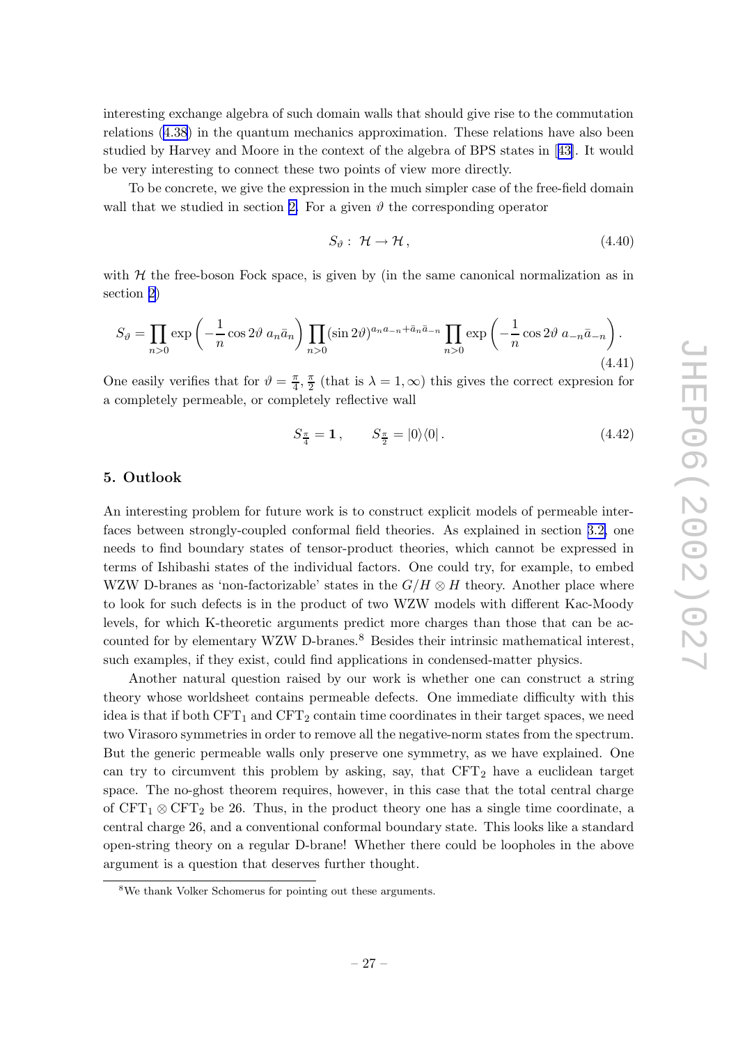interesting exchange algebra of such domain walls that should give rise to the commutation relations (4.38) in the quantum mechanics approximation. These relations have also been studied by Harvey and Moore in the context of the algebra of BPS states in [43]. It would be very interesting to connect these two points of view more directly.

To be concrete, we give the expression in the much simpler case of the free-field domain wall that we studied in section 2. For a given $\vartheta$ the corresponding operator

$$S_\vartheta : \ \mathcal{H} \to \mathcal{H} \,, \tag{4.40}$$

with $\mathcal{H}$ the free-boson Fock space, is given by (in the same canonical normalization as in section 2)

$$S_\vartheta = \prod_{n>0} \exp\left(-\frac{1}{n}\cos 2\vartheta \; a_n \bar{a}_n\right) \prod_{n>0} (\sin 2\vartheta)^{a_n a_{-n} + \bar{a}_n \bar{a}_{-n}} \prod_{n>0} \exp\left(-\frac{1}{n}\cos 2\vartheta \; a_{-n}\bar{a}_{-n}\right). \tag{4.41}$$

One easily verifies that for $\vartheta = \frac{\pi}{4}, \frac{\pi}{2}$ (that is $\lambda = 1, \infty$) this gives the correct expresion for a completely permeable, or completely reflective wall

$$S_{\frac{\pi}{4}} = \mathbf{1} \,, \qquad S_{\frac{\pi}{2}} = |0\rangle\langle 0| \,. \tag{4.42}$$

## 5. Outlook

An interesting problem for future work is to construct explicit models of permeable interfaces between strongly-coupled conformal field theories. As explained in section 3.2, one needs to find boundary states of tensor-product theories, which cannot be expressed in terms of Ishibashi states of the individual factors. One could try, for example, to embed WZW D-branes as 'non-factorizable' states in the $G/H \otimes H$ theory. Another place where to look for such defects is in the product of two WZW models with different Kac-Moody levels, for which K-theoretic arguments predict more charges than those that can be accounted for by elementary WZW D-branes.[8] Besides their intrinsic mathematical interest, such examples, if they exist, could find applications in condensed-matter physics.

Another natural question raised by our work is whether one can construct a string theory whose worldsheet contains permeable defects. One immediate difficulty with this idea is that if both $\text{CFT}_1$ and $\text{CFT}_2$ contain time coordinates in their target spaces, we need two Virasoro symmetries in order to remove all the negative-norm states from the spectrum. But the generic permeable walls only preserve one symmetry, as we have explained. One can try to circumvent this problem by asking, say, that $\text{CFT}_2$ have a euclidean target space. The no-ghost theorem requires, however, in this case that the total central charge of $\text{CFT}_1 \otimes \text{CFT}_2$ be 26. Thus, in the product theory one has a single time coordinate, a central charge 26, and a conventional conformal boundary state. This looks like a standard open-string theory on a regular D-brane! Whether there could be loopholes in the above argument is a question that deserves further thought.

[8] We thank Volker Schomerus for pointing out these arguments.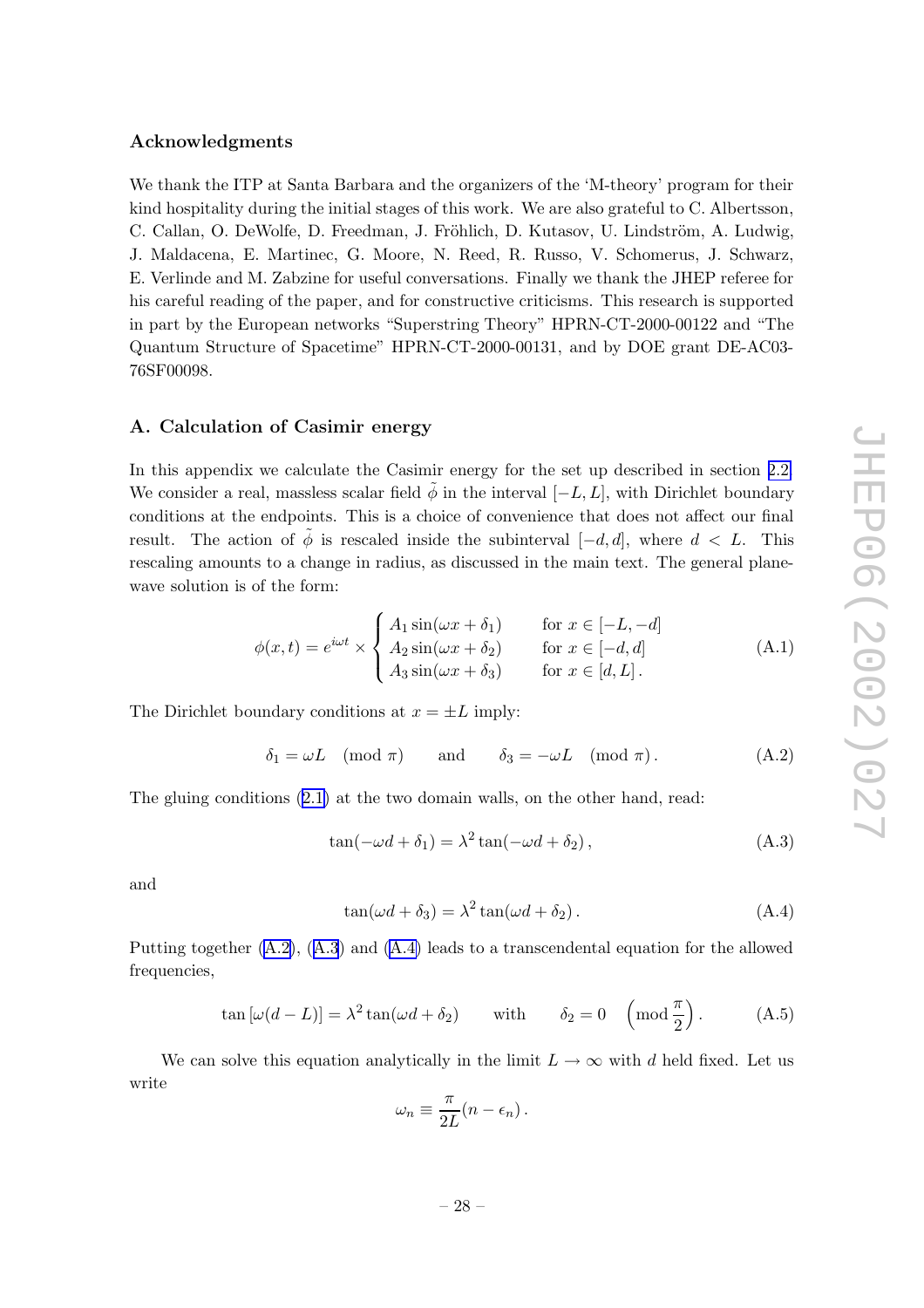## Acknowledgments

We thank the ITP at Santa Barbara and the organizers of the 'M-theory' program for their kind hospitality during the initial stages of this work. We are also grateful to C. Albertsson, C. Callan, O. DeWolfe, D. Freedman, J. Fröhlich, D. Kutasov, U. Lindström, A. Ludwig, J. Maldacena, E. Martinec, G. Moore, N. Reed, R. Russo, V. Schomerus, J. Schwarz, E. Verlinde and M. Zabzine for useful conversations. Finally we thank the JHEP referee for his careful reading of the paper, and for constructive criticisms. This research is supported in part by the European networks "Superstring Theory" HPRN-CT-2000-00122 and "The Quantum Structure of Spacetime" HPRN-CT-2000-00131, and by DOE grant DE-AC03-76SF00098.

## A. Calculation of Casimir energy

In this appendix we calculate the Casimir energy for the set up described in section 2.2. We consider a real, massless scalar field $\tilde{\phi}$ in the interval $[-L, L]$, with Dirichlet boundary conditions at the endpoints. This is a choice of convenience that does not affect our final result. The action of $\tilde{\phi}$ is rescaled inside the subinterval $[-d, d]$, where $d < L$. This rescaling amounts to a change in radius, as discussed in the main text. The general plane-wave solution is of the form:

$$\phi(x,t) = e^{i\omega t} \times \begin{cases} A_1 \sin(\omega x + \delta_1) & \text{for } x \in [-L, -d] \\ A_2 \sin(\omega x + \delta_2) & \text{for } x \in [-d, d] \\ A_3 \sin(\omega x + \delta_3) & \text{for } x \in [d, L]\,. \end{cases} \tag{A.1}$$

The Dirichlet boundary conditions at $x = \pm L$ imply:

$$\delta_1 = \omega L \pmod{\pi} \qquad \text{and} \qquad \delta_3 = -\omega L \pmod{\pi}\,. \tag{A.2}$$

The gluing conditions (2.1) at the two domain walls, on the other hand, read:

$$\tan(-\omega d + \delta_1) = \lambda^2 \tan(-\omega d + \delta_2)\,, \tag{A.3}$$

and

$$\tan(\omega d + \delta_3) = \lambda^2 \tan(\omega d + \delta_2)\,. \tag{A.4}$$

Putting together (A.2), (A.3) and (A.4) leads to a transcendental equation for the allowed frequencies,

$$\tan\left[\omega(d-L)\right] = \lambda^2 \tan(\omega d + \delta_2) \qquad \text{with} \qquad \delta_2 = 0 \quad \left(\text{mod}\,\frac{\pi}{2}\right). \tag{A.5}$$

We can solve this equation analytically in the limit $L \to \infty$ with $d$ held fixed. Let us write

$$\omega_n \equiv \frac{\pi}{2L}(n - \epsilon_n)\,.$$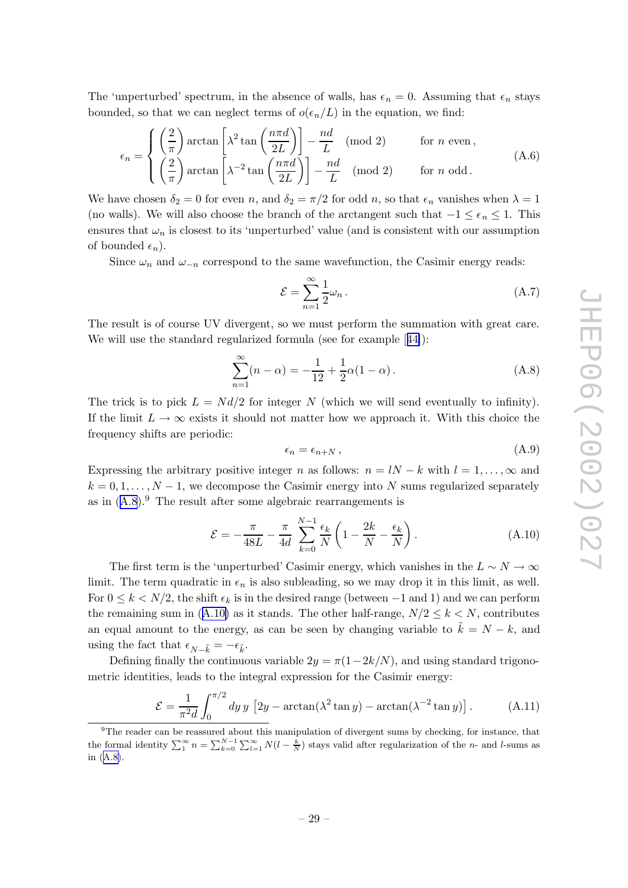The 'unperturbed' spectrum, in the absence of walls, has $\epsilon_n = 0$. Assuming that $\epsilon_n$ stays bounded, so that we can neglect terms of $o(\epsilon_n/L)$ in the equation, we find:

$$\epsilon_n = \begin{cases} \left(\dfrac{2}{\pi}\right) \arctan\left[\lambda^2 \tan\left(\dfrac{n\pi d}{2L}\right)\right] - \dfrac{nd}{L} \pmod 2 & \text{for } n \text{ even}, \\ \left(\dfrac{2}{\pi}\right) \arctan\left[\lambda^{-2} \tan\left(\dfrac{n\pi d}{2L}\right)\right] - \dfrac{nd}{L} \pmod 2 & \text{for } n \text{ odd}. \end{cases} \tag{A.6}$$

We have chosen $\delta_2 = 0$ for even $n$, and $\delta_2 = \pi/2$ for odd $n$, so that $\epsilon_n$ vanishes when $\lambda = 1$ (no walls). We will also choose the branch of the arctangent such that $-1 \leq \epsilon_n \leq 1$. This ensures that $\omega_n$ is closest to its 'unperturbed' value (and is consistent with our assumption of bounded $\epsilon_n$).

Since $\omega_n$ and $\omega_{-n}$ correspond to the same wavefunction, the Casimir energy reads:

$$\mathcal{E} = \sum_{n=1}^{\infty} \frac{1}{2}\omega_n \,. \tag{A.7}$$

The result is of course UV divergent, so we must perform the summation with great care. We will use the standard regularized formula (see for example [44]):

$$\sum_{n=1}^{\infty}(n-\alpha) = -\frac{1}{12} + \frac{1}{2}\alpha(1-\alpha)\,. \tag{A.8}$$

The trick is to pick $L = Nd/2$ for integer $N$ (which we will send eventually to infinity). If the limit $L \to \infty$ exists it should not matter how we approach it. With this choice the frequency shifts are periodic:

$$\epsilon_n = \epsilon_{n+N}\,, \tag{A.9}$$

Expressing the arbitrary positive integer $n$ as follows: $n = lN - k$ with $l = 1, \ldots, \infty$ and $k = 0, 1, \ldots, N-1$, we decompose the Casimir energy into $N$ sums regularized separately as in (A.8).[9] The result after some algebraic rearrangements is

$$\mathcal{E} = -\frac{\pi}{48L} - \frac{\pi}{4d}\sum_{k=0}^{N-1}\frac{\epsilon_k}{N}\left(1 - \frac{2k}{N} - \frac{\epsilon_k}{N}\right). \tag{A.10}$$

The first term is the 'unperturbed' Casimir energy, which vanishes in the $L \sim N \to \infty$ limit. The term quadratic in $\epsilon_n$ is also subleading, so we may drop it in this limit, as well. For $0 \leq k < N/2$, the shift $\epsilon_k$ is in the desired range (between $-1$ and 1) and we can perform the remaining sum in (A.10) as it stands. The other half-range, $N/2 \leq k < N$, contributes an equal amount to the energy, as can be seen by changing variable to $\tilde{k} = N - k$, and using the fact that $\epsilon_{N-\tilde{k}} = -\epsilon_{\tilde{k}}$.

Defining finally the continuous variable $2y = \pi(1 - 2k/N)$, and using standard trigonometric identities, leads to the integral expression for the Casimir energy:

$$\mathcal{E} = \frac{1}{\pi^2 d}\int_0^{\pi/2} dy\, y\left[2y - \arctan(\lambda^2 \tan y) - \arctan(\lambda^{-2}\tan y)\right]. \tag{A.11}$$

[9] The reader can be reassured about this manipulation of divergent sums by checking, for instance, that the formal identity $\sum_1^{\infty} n = \sum_{k=0}^{N-1}\sum_{l=1}^{\infty} N(l - \frac{k}{N})$ stays valid after regularization of the $n$- and $l$-sums as in (A.8).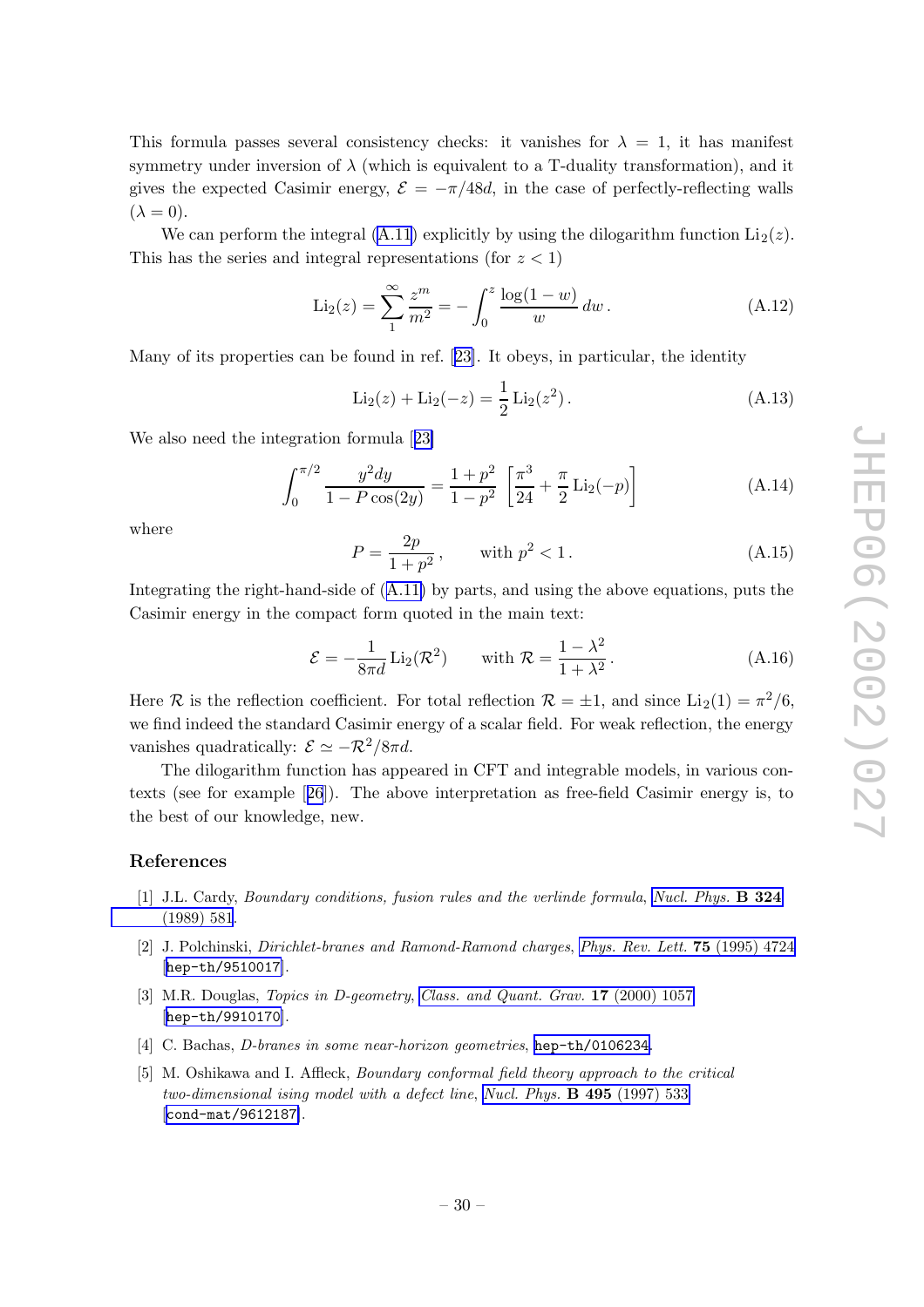This formula passes several consistency checks: it vanishes for $\lambda = 1$, it has manifest symmetry under inversion of $\lambda$ (which is equivalent to a T-duality transformation), and it gives the expected Casimir energy, $\mathcal{E} = -\pi/48d$, in the case of perfectly-reflecting walls ($\lambda = 0$).

We can perform the integral (A.11) explicitly by using the dilogarithm function $\mathrm{Li}_2(z)$. This has the series and integral representations (for $z < 1$)

$$\mathrm{Li}_2(z) = \sum_1^\infty \frac{z^m}{m^2} = -\int_0^z \frac{\log(1-w)}{w}\, dw\,. \tag{A.12}$$

Many of its properties can be found in ref. [23]. It obeys, in particular, the identity

$$\mathrm{Li}_2(z) + \mathrm{Li}_2(-z) = \frac{1}{2}\,\mathrm{Li}_2(z^2)\,. \tag{A.13}$$

We also need the integration formula [23]

$$\int_0^{\pi/2} \frac{y^2 dy}{1 - P\cos(2y)} = \frac{1+p^2}{1-p^2}\left[\frac{\pi^3}{24} + \frac{\pi}{2}\,\mathrm{Li}_2(-p)\right] \tag{A.14}$$

where

$$P = \frac{2p}{1+p^2}\,, \qquad \text{with } p^2 < 1\,. \tag{A.15}$$

Integrating the right-hand-side of (A.11) by parts, and using the above equations, puts the Casimir energy in the compact form quoted in the main text:

$$\mathcal{E} = -\frac{1}{8\pi d}\,\mathrm{Li}_2(\mathcal{R}^2) \qquad \text{with } \mathcal{R} = \frac{1-\lambda^2}{1+\lambda^2}\,. \tag{A.16}$$

Here $\mathcal{R}$ is the reflection coefficient. For total reflection $\mathcal{R} = \pm 1$, and since $\mathrm{Li}_2(1) = \pi^2/6$, we find indeed the standard Casimir energy of a scalar field. For weak reflection, the energy vanishes quadratically: $\mathcal{E} \simeq -\mathcal{R}^2/8\pi d$.

The dilogarithm function has appeared in CFT and integrable models, in various contexts (see for example [26]). The above interpretation as free-field Casimir energy is, to the best of our knowledge, new.

## References

[1] J.L. Cardy, *Boundary conditions, fusion rules and the verlinde formula*, *Nucl. Phys.* **B 324** (1989) 581.

[2] J. Polchinski, *Dirichlet-branes and Ramond-Ramond charges*, *Phys. Rev. Lett.* **75** (1995) 4724 [hep-th/9510017].

[3] M.R. Douglas, *Topics in D-geometry*, *Class. and Quant. Grav.* **17** (2000) 1057 [hep-th/9910170].

[4] C. Bachas, *D-branes in some near-horizon geometries*, hep-th/0106234.

[5] M. Oshikawa and I. Affleck, *Boundary conformal field theory approach to the critical two-dimensional ising model with a defect line*, *Nucl. Phys.* **B 495** (1997) 533 [cond-mat/9612187].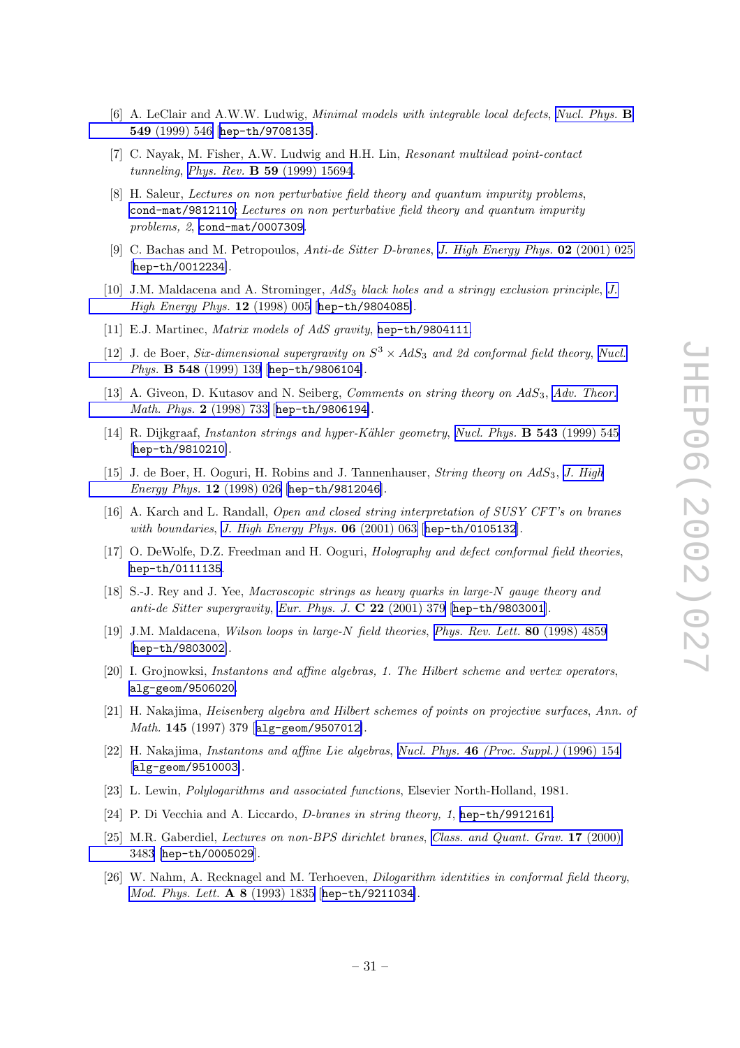[6] A. LeClair and A.W.W. Ludwig, *Minimal models with integrable local defects*, *Nucl. Phys.* **B 549** (1999) 546 [hep-th/9708135].

[7] C. Nayak, M. Fisher, A.W. Ludwig and H.H. Lin, *Resonant multilead point-contact tunneling*, *Phys. Rev.* **B 59** (1999) 15694.

[8] H. Saleur, *Lectures on non perturbative field theory and quantum impurity problems*, cond-mat/9812110; *Lectures on non perturbative field theory and quantum impurity problems, 2*, cond-mat/0007309.

[9] C. Bachas and M. Petropoulos, *Anti-de Sitter D-branes*, *J. High Energy Phys.* **02** (2001) 025 [hep-th/0012234].

[10] J.M. Maldacena and A. Strominger, *$AdS_3$ black holes and a stringy exclusion principle*, *J. High Energy Phys.* **12** (1998) 005 [hep-th/9804085].

[11] E.J. Martinec, *Matrix models of AdS gravity*, hep-th/9804111.

[12] J. de Boer, *Six-dimensional supergravity on $S^3 \times AdS_3$ and 2d conformal field theory*, *Nucl. Phys.* **B 548** (1999) 139 [hep-th/9806104].

[13] A. Giveon, D. Kutasov and N. Seiberg, *Comments on string theory on $AdS_3$*, *Adv. Theor. Math. Phys.* **2** (1998) 733 [hep-th/9806194].

[14] R. Dijkgraaf, *Instanton strings and hyper-Kähler geometry*, *Nucl. Phys.* **B 543** (1999) 545 [hep-th/9810210].

[15] J. de Boer, H. Ooguri, H. Robins and J. Tannenhauser, *String theory on $AdS_3$*, *J. High Energy Phys.* **12** (1998) 026 [hep-th/9812046].

[16] A. Karch and L. Randall, *Open and closed string interpretation of SUSY CFT's on branes with boundaries*, *J. High Energy Phys.* **06** (2001) 063 [hep-th/0105132].

[17] O. DeWolfe, D.Z. Freedman and H. Ooguri, *Holography and defect conformal field theories*, hep-th/0111135.

[18] S.-J. Rey and J. Yee, *Macroscopic strings as heavy quarks in large-N gauge theory and anti-de Sitter supergravity*, *Eur. Phys. J.* **C 22** (2001) 379 [hep-th/9803001].

[19] J.M. Maldacena, *Wilson loops in large-N field theories*, *Phys. Rev. Lett.* **80** (1998) 4859 [hep-th/9803002].

[20] I. Grojnowski, *Instantons and affine algebras, 1. The Hilbert scheme and vertex operators*, alg-geom/9506020.

[21] H. Nakajima, *Heisenberg algebra and Hilbert schemes of points on projective surfaces*, *Ann. of Math.* **145** (1997) 379 [alg-geom/9507012].

[22] H. Nakajima, *Instantons and affine Lie algebras*, *Nucl. Phys.* **46** *(Proc. Suppl.)* (1996) 154 [alg-geom/9510003].

[23] L. Lewin, *Polylogarithms and associated functions*, Elsevier North-Holland, 1981.

[24] P. Di Vecchia and A. Liccardo, *D-branes in string theory, 1*, hep-th/9912161.

[25] M.R. Gaberdiel, *Lectures on non-BPS dirichlet branes*, *Class. and Quant. Grav.* **17** (2000) 3483 [hep-th/0005029].

[26] W. Nahm, A. Recknagel and M. Terhoeven, *Dilogarithm identities in conformal field theory*, *Mod. Phys. Lett.* **A 8** (1993) 1835 [hep-th/9211034].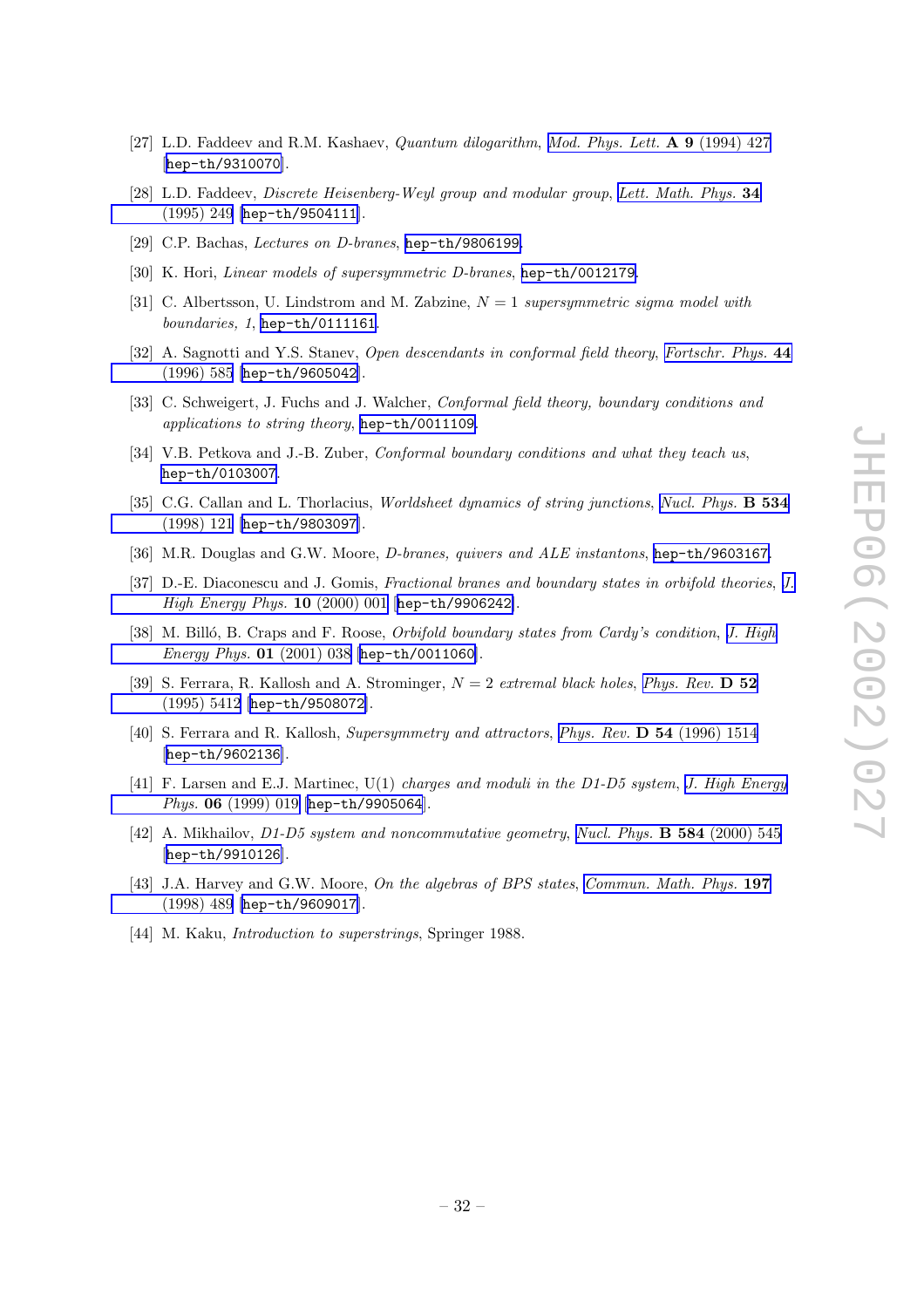[27] L.D. Faddeev and R.M. Kashaev, *Quantum dilogarithm*, *Mod. Phys. Lett.* **A 9** (1994) 427 [hep-th/9310070].

[28] L.D. Faddeev, *Discrete Heisenberg-Weyl group and modular group*, *Lett. Math. Phys.* **34** (1995) 249 [hep-th/9504111].

[29] C.P. Bachas, *Lectures on D-branes*, hep-th/9806199.

[30] K. Hori, *Linear models of supersymmetric D-branes*, hep-th/0012179.

[31] C. Albertsson, U. Lindstrom and M. Zabzine, $N = 1$ *supersymmetric sigma model with boundaries, 1*, hep-th/0111161.

[32] A. Sagnotti and Y.S. Stanev, *Open descendants in conformal field theory*, *Fortschr. Phys.* **44** (1996) 585 [hep-th/9605042].

[33] C. Schweigert, J. Fuchs and J. Walcher, *Conformal field theory, boundary conditions and applications to string theory*, hep-th/0011109.

[34] V.B. Petkova and J.-B. Zuber, *Conformal boundary conditions and what they teach us*, hep-th/0103007.

[35] C.G. Callan and L. Thorlacius, *Worldsheet dynamics of string junctions*, *Nucl. Phys.* **B 534** (1998) 121 [hep-th/9803097].

[36] M.R. Douglas and G.W. Moore, *D-branes, quivers and ALE instantons*, hep-th/9603167.

[37] D.-E. Diaconescu and J. Gomis, *Fractional branes and boundary states in orbifold theories*, *J. High Energy Phys.* **10** (2000) 001 [hep-th/9906242].

[38] M. Billó, B. Craps and F. Roose, *Orbifold boundary states from Cardy's condition*, *J. High Energy Phys.* **01** (2001) 038 [hep-th/0011060].

[39] S. Ferrara, R. Kallosh and A. Strominger, $N = 2$ *extremal black holes*, *Phys. Rev.* **D 52** (1995) 5412 [hep-th/9508072].

[40] S. Ferrara and R. Kallosh, *Supersymmetry and attractors*, *Phys. Rev.* **D 54** (1996) 1514 [hep-th/9602136].

[41] F. Larsen and E.J. Martinec, U(1) *charges and moduli in the D1-D5 system*, *J. High Energy Phys.* **06** (1999) 019 [hep-th/9905064].

[42] A. Mikhailov, *D1-D5 system and noncommutative geometry*, *Nucl. Phys.* **B 584** (2000) 545 [hep-th/9910126].

[43] J.A. Harvey and G.W. Moore, *On the algebras of BPS states*, *Commun. Math. Phys.* **197** (1998) 489 [hep-th/9609017].

[44] M. Kaku, *Introduction to superstrings*, Springer 1988.